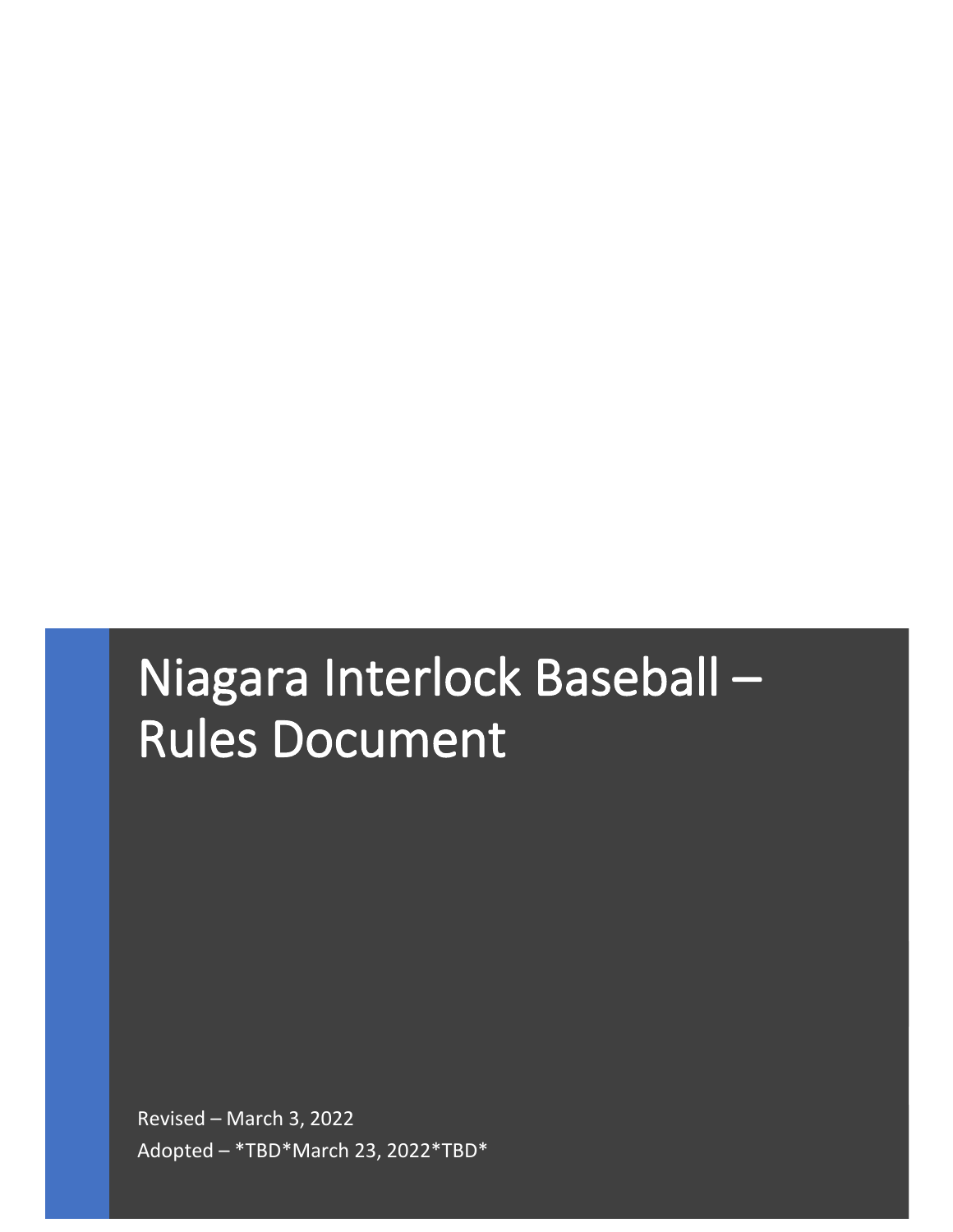# Niagara Interlock Baseball – Rules Document

Revised – March 3, 2022

Adopted – *TBD*March 23, 2022*TBD*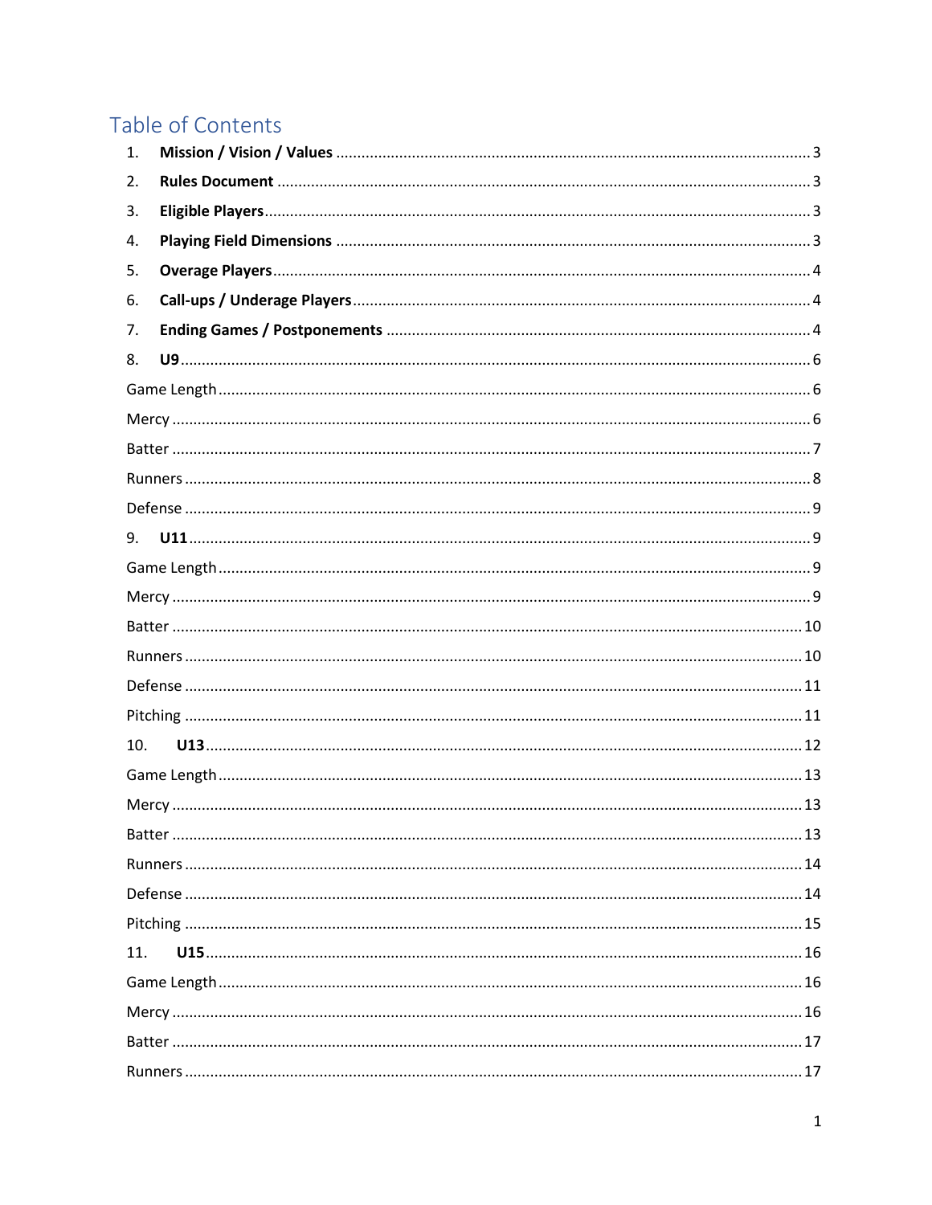# Table of Contents

1. **Mission / Vision / Values** ........ 3
2. **Rules Document** ........ 3
3. **Eligible Players** ........ 3
4. **Playing Field Dimensions** ........ 3
5. **Overage Players** ........ 4
6. **Call-ups / Underage Players** ........ 4
7. **Ending Games / Postponements** ........ 4
8. **U9** ........ 6

Game Length ........ 6
Mercy ........ 6
Batter ........ 7
Runners ........ 8
Defense ........ 9

9. **U11** ........ 9

Game Length ........ 9
Mercy ........ 9
Batter ........ 10
Runners ........ 10
Defense ........ 11
Pitching ........ 11

10. **U13** ........ 12

Game Length ........ 13
Mercy ........ 13
Batter ........ 13
Runners ........ 14
Defense ........ 14
Pitching ........ 15

11. **U15** ........ 16

Game Length ........ 16
Mercy ........ 16
Batter ........ 17
Runners ........ 17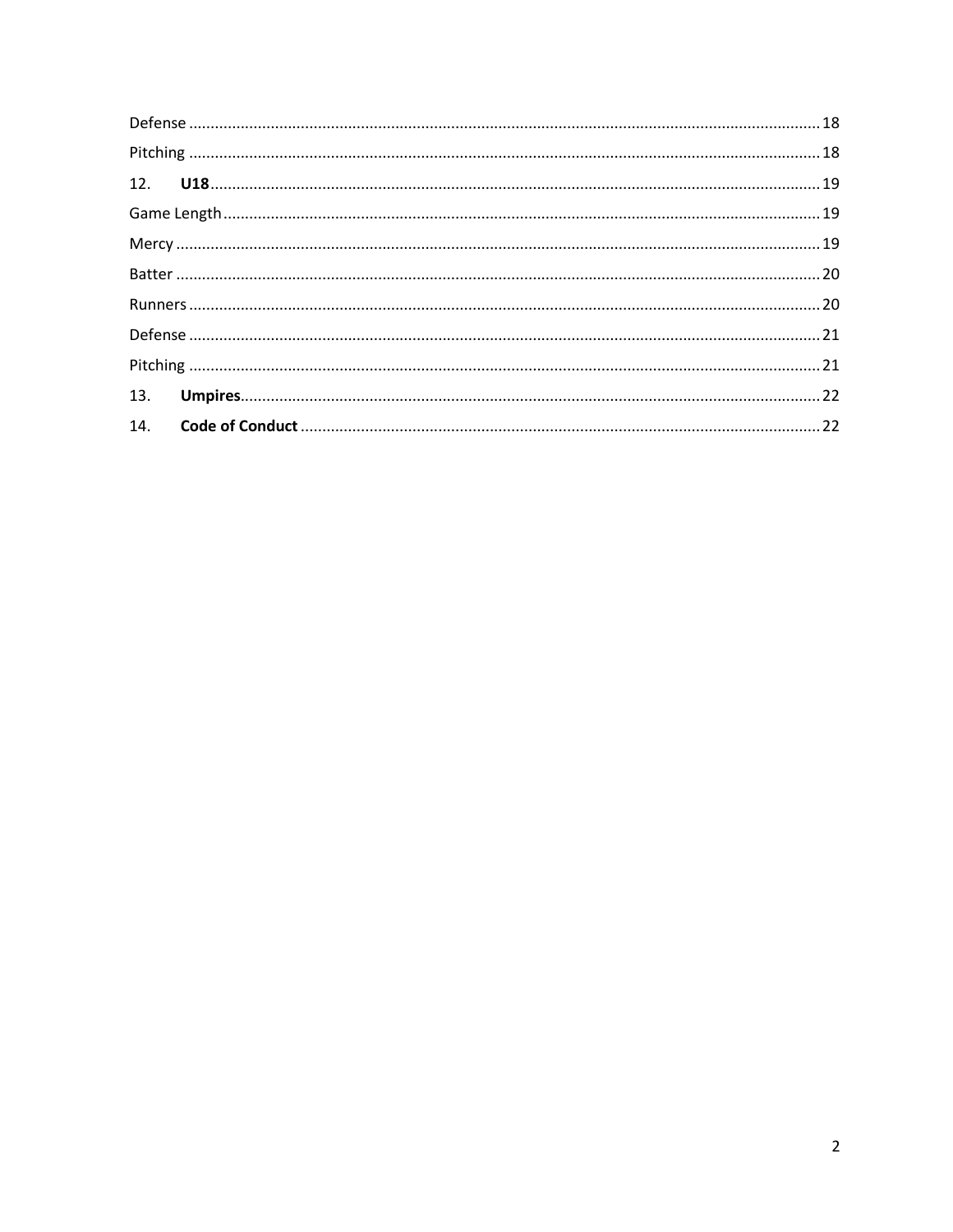Defense .......... 18

Pitching .......... 18

12. **U18** .......... 19

Game Length .......... 19

Mercy .......... 19

Batter .......... 20

Runners .......... 20

Defense .......... 21

Pitching .......... 21

13. **Umpires** .......... 22

14. **Code of Conduct** .......... 22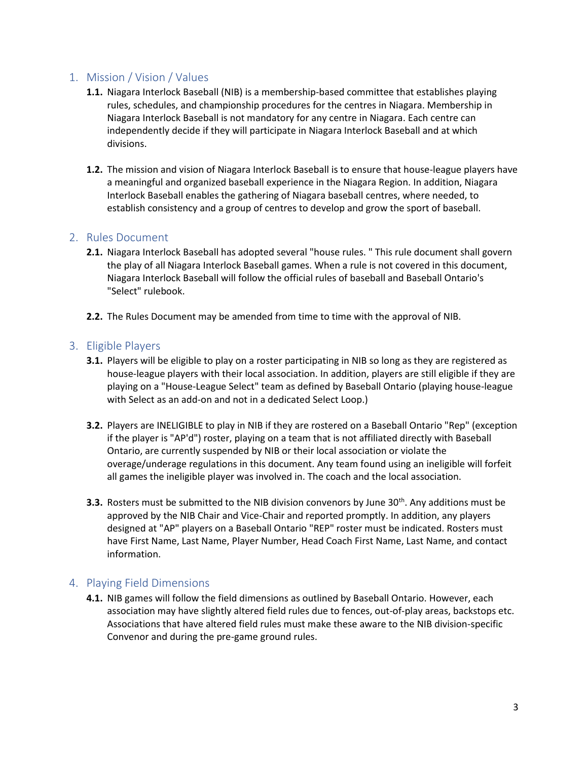## 1. Mission / Vision / Values

**1.1.** Niagara Interlock Baseball (NIB) is a membership-based committee that establishes playing rules, schedules, and championship procedures for the centres in Niagara. Membership in Niagara Interlock Baseball is not mandatory for any centre in Niagara. Each centre can independently decide if they will participate in Niagara Interlock Baseball and at which divisions.

**1.2.** The mission and vision of Niagara Interlock Baseball is to ensure that house-league players have a meaningful and organized baseball experience in the Niagara Region. In addition, Niagara Interlock Baseball enables the gathering of Niagara baseball centres, where needed, to establish consistency and a group of centres to develop and grow the sport of baseball.

## 2. Rules Document

**2.1.** Niagara Interlock Baseball has adopted several "house rules. " This rule document shall govern the play of all Niagara Interlock Baseball games. When a rule is not covered in this document, Niagara Interlock Baseball will follow the official rules of baseball and Baseball Ontario's "Select" rulebook.

**2.2.** The Rules Document may be amended from time to time with the approval of NIB.

## 3. Eligible Players

**3.1.** Players will be eligible to play on a roster participating in NIB so long as they are registered as house-league players with their local association. In addition, players are still eligible if they are playing on a "House-League Select" team as defined by Baseball Ontario (playing house-league with Select as an add-on and not in a dedicated Select Loop.)

**3.2.** Players are INELIGIBLE to play in NIB if they are rostered on a Baseball Ontario "Rep" (exception if the player is "AP'd") roster, playing on a team that is not affiliated directly with Baseball Ontario, are currently suspended by NIB or their local association or violate the overage/underage regulations in this document. Any team found using an ineligible will forfeit all games the ineligible player was involved in. The coach and the local association.

**3.3.** Rosters must be submitted to the NIB division convenors by June 30th. Any additions must be approved by the NIB Chair and Vice-Chair and reported promptly. In addition, any players designed at "AP" players on a Baseball Ontario "REP" roster must be indicated. Rosters must have First Name, Last Name, Player Number, Head Coach First Name, Last Name, and contact information.

## 4. Playing Field Dimensions

**4.1.** NIB games will follow the field dimensions as outlined by Baseball Ontario. However, each association may have slightly altered field rules due to fences, out-of-play areas, backstops etc. Associations that have altered field rules must make these aware to the NIB division-specific Convenor and during the pre-game ground rules.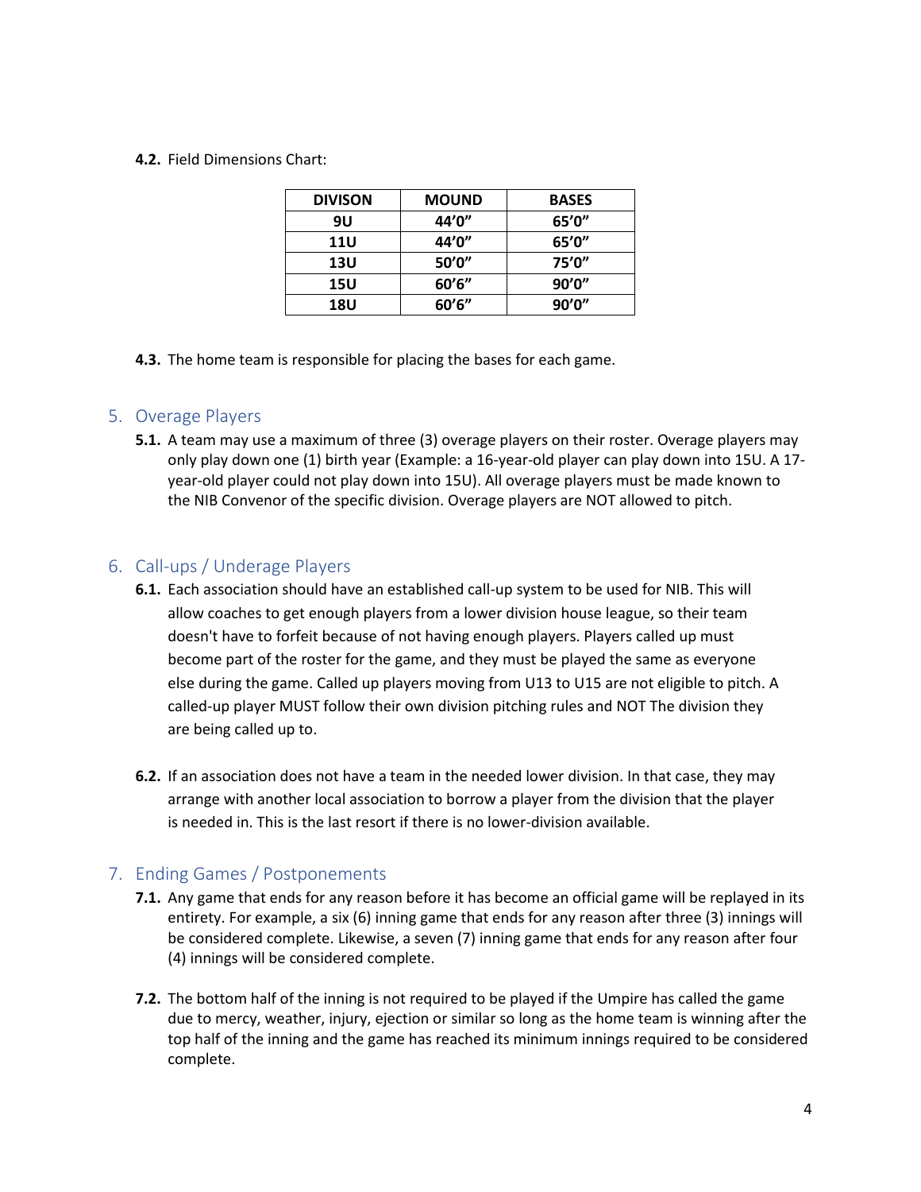**4.2.** Field Dimensions Chart:

| DIVISON | MOUND | BASES |
|---|---|---|
| 9U | 44’0” | 65’0” |
| 11U | 44’0” | 65’0” |
| 13U | 50’0” | 75’0” |
| 15U | 60’6” | 90’0” |
| 18U | 60’6” | 90’0” |

**4.3.** The home team is responsible for placing the bases for each game.

## 5. Overage Players

**5.1.** A team may use a maximum of three (3) overage players on their roster. Overage players may only play down one (1) birth year (Example: a 16-year-old player can play down into 15U. A 17-year-old player could not play down into 15U). All overage players must be made known to the NIB Convenor of the specific division. Overage players are NOT allowed to pitch.

## 6. Call-ups / Underage Players

**6.1.** Each association should have an established call-up system to be used for NIB. This will allow coaches to get enough players from a lower division house league, so their team doesn't have to forfeit because of not having enough players. Players called up must become part of the roster for the game, and they must be played the same as everyone else during the game. Called up players moving from U13 to U15 are not eligible to pitch. A called-up player MUST follow their own division pitching rules and NOT The division they are being called up to.

**6.2.** If an association does not have a team in the needed lower division. In that case, they may arrange with another local association to borrow a player from the division that the player is needed in. This is the last resort if there is no lower-division available.

## 7. Ending Games / Postponements

**7.1.** Any game that ends for any reason before it has become an official game will be replayed in its entirety. For example, a six (6) inning game that ends for any reason after three (3) innings will be considered complete. Likewise, a seven (7) inning game that ends for any reason after four (4) innings will be considered complete.

**7.2.** The bottom half of the inning is not required to be played if the Umpire has called the game due to mercy, weather, injury, ejection or similar so long as the home team is winning after the top half of the inning and the game has reached its minimum innings required to be considered complete.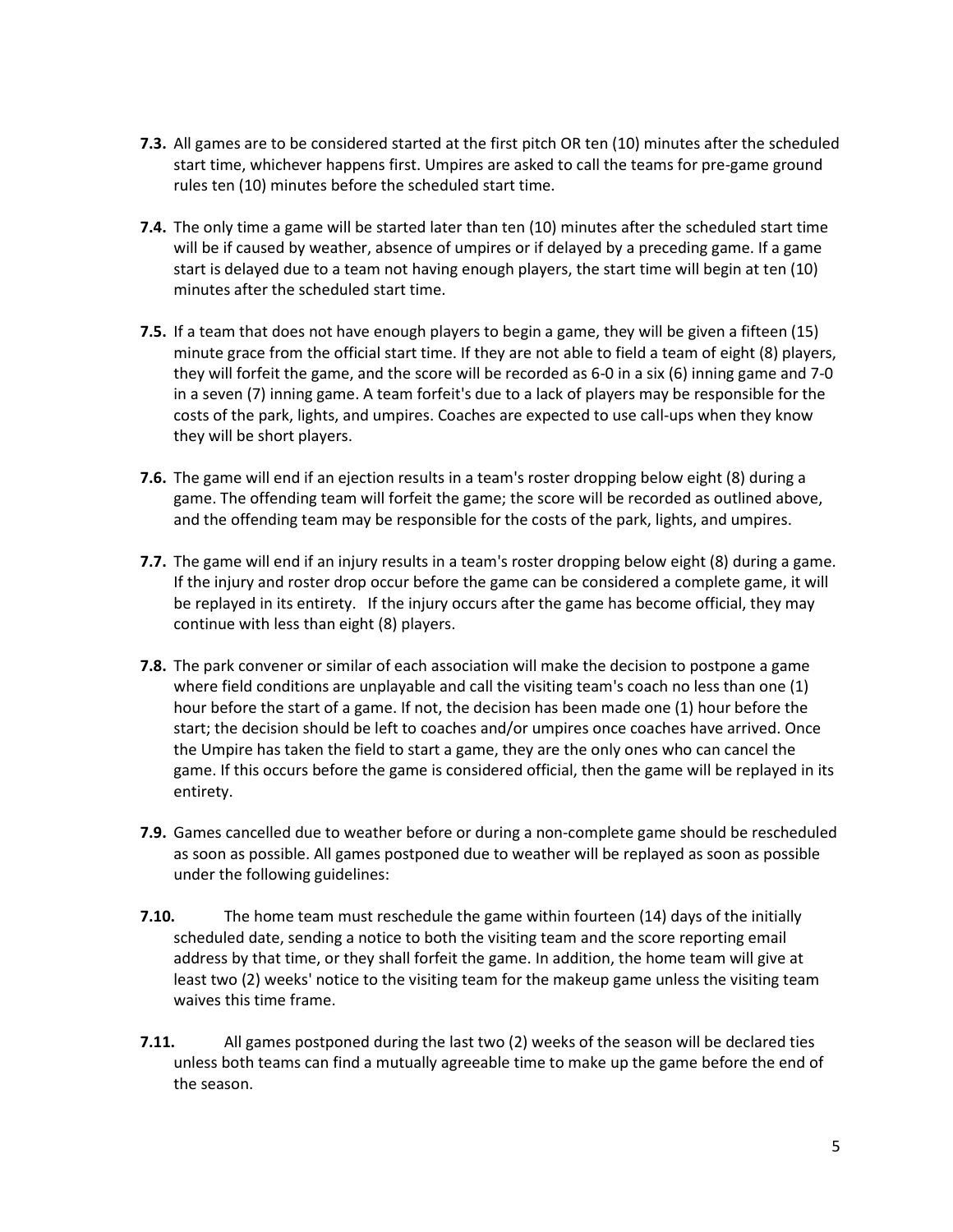**7.3.** All games are to be considered started at the first pitch OR ten (10) minutes after the scheduled start time, whichever happens first. Umpires are asked to call the teams for pre-game ground rules ten (10) minutes before the scheduled start time.

**7.4.** The only time a game will be started later than ten (10) minutes after the scheduled start time will be if caused by weather, absence of umpires or if delayed by a preceding game. If a game start is delayed due to a team not having enough players, the start time will begin at ten (10) minutes after the scheduled start time.

**7.5.** If a team that does not have enough players to begin a game, they will be given a fifteen (15) minute grace from the official start time. If they are not able to field a team of eight (8) players, they will forfeit the game, and the score will be recorded as 6-0 in a six (6) inning game and 7-0 in a seven (7) inning game. A team forfeit's due to a lack of players may be responsible for the costs of the park, lights, and umpires. Coaches are expected to use call-ups when they know they will be short players.

**7.6.** The game will end if an ejection results in a team's roster dropping below eight (8) during a game. The offending team will forfeit the game; the score will be recorded as outlined above, and the offending team may be responsible for the costs of the park, lights, and umpires.

**7.7.** The game will end if an injury results in a team's roster dropping below eight (8) during a game. If the injury and roster drop occur before the game can be considered a complete game, it will be replayed in its entirety. If the injury occurs after the game has become official, they may continue with less than eight (8) players.

**7.8.** The park convener or similar of each association will make the decision to postpone a game where field conditions are unplayable and call the visiting team's coach no less than one (1) hour before the start of a game. If not, the decision has been made one (1) hour before the start; the decision should be left to coaches and/or umpires once coaches have arrived. Once the Umpire has taken the field to start a game, they are the only ones who can cancel the game. If this occurs before the game is considered official, then the game will be replayed in its entirety.

**7.9.** Games cancelled due to weather before or during a non-complete game should be rescheduled as soon as possible. All games postponed due to weather will be replayed as soon as possible under the following guidelines:

**7.10.** The home team must reschedule the game within fourteen (14) days of the initially scheduled date, sending a notice to both the visiting team and the score reporting email address by that time, or they shall forfeit the game. In addition, the home team will give at least two (2) weeks' notice to the visiting team for the makeup game unless the visiting team waives this time frame.

**7.11.** All games postponed during the last two (2) weeks of the season will be declared ties unless both teams can find a mutually agreeable time to make up the game before the end of the season.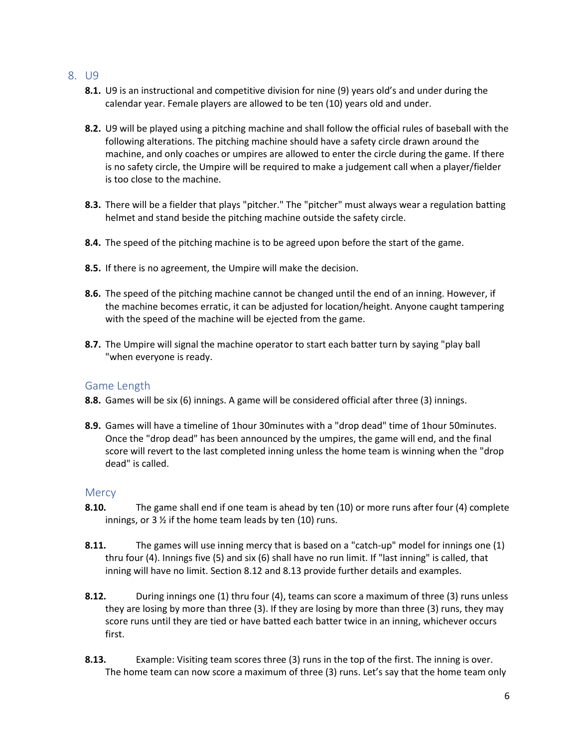## 8. U9

**8.1.** U9 is an instructional and competitive division for nine (9) years old's and under during the calendar year. Female players are allowed to be ten (10) years old and under.

**8.2.** U9 will be played using a pitching machine and shall follow the official rules of baseball with the following alterations. The pitching machine should have a safety circle drawn around the machine, and only coaches or umpires are allowed to enter the circle during the game. If there is no safety circle, the Umpire will be required to make a judgement call when a player/fielder is too close to the machine.

**8.3.** There will be a fielder that plays "pitcher." The "pitcher" must always wear a regulation batting helmet and stand beside the pitching machine outside the safety circle.

**8.4.** The speed of the pitching machine is to be agreed upon before the start of the game.

**8.5.** If there is no agreement, the Umpire will make the decision.

**8.6.** The speed of the pitching machine cannot be changed until the end of an inning. However, if the machine becomes erratic, it can be adjusted for location/height. Anyone caught tampering with the speed of the machine will be ejected from the game.

**8.7.** The Umpire will signal the machine operator to start each batter turn by saying "play ball "when everyone is ready.

### Game Length

**8.8.** Games will be six (6) innings. A game will be considered official after three (3) innings.

**8.9.** Games will have a timeline of 1hour 30minutes with a "drop dead" time of 1hour 50minutes. Once the "drop dead" has been announced by the umpires, the game will end, and the final score will revert to the last completed inning unless the home team is winning when the "drop dead" is called.

### Mercy

**8.10.** The game shall end if one team is ahead by ten (10) or more runs after four (4) complete innings, or 3 ½ if the home team leads by ten (10) runs.

**8.11.** The games will use inning mercy that is based on a "catch-up" model for innings one (1) thru four (4). Innings five (5) and six (6) shall have no run limit. If "last inning" is called, that inning will have no limit. Section 8.12 and 8.13 provide further details and examples.

**8.12.** During innings one (1) thru four (4), teams can score a maximum of three (3) runs unless they are losing by more than three (3). If they are losing by more than three (3) runs, they may score runs until they are tied or have batted each batter twice in an inning, whichever occurs first.

**8.13.** Example: Visiting team scores three (3) runs in the top of the first. The inning is over. The home team can now score a maximum of three (3) runs. Let's say that the home team only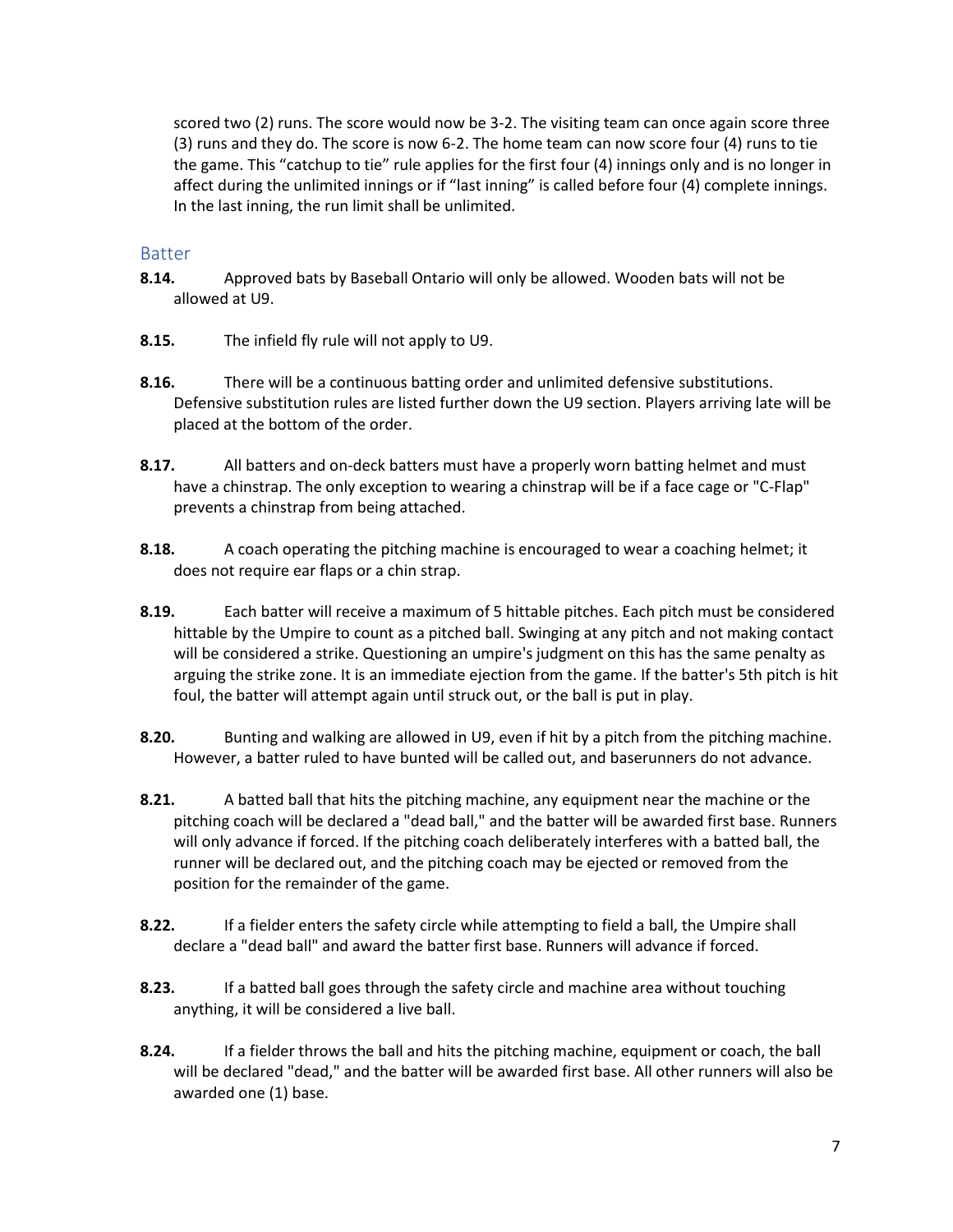scored two (2) runs. The score would now be 3-2. The visiting team can once again score three (3) runs and they do. The score is now 6-2. The home team can now score four (4) runs to tie the game. This "catchup to tie" rule applies for the first four (4) innings only and is no longer in affect during the unlimited innings or if "last inning" is called before four (4) complete innings. In the last inning, the run limit shall be unlimited.

### Batter

**8.14.** Approved bats by Baseball Ontario will only be allowed. Wooden bats will not be allowed at U9.

**8.15.** The infield fly rule will not apply to U9.

**8.16.** There will be a continuous batting order and unlimited defensive substitutions. Defensive substitution rules are listed further down the U9 section. Players arriving late will be placed at the bottom of the order.

**8.17.** All batters and on-deck batters must have a properly worn batting helmet and must have a chinstrap. The only exception to wearing a chinstrap will be if a face cage or "C-Flap" prevents a chinstrap from being attached.

**8.18.** A coach operating the pitching machine is encouraged to wear a coaching helmet; it does not require ear flaps or a chin strap.

**8.19.** Each batter will receive a maximum of 5 hittable pitches. Each pitch must be considered hittable by the Umpire to count as a pitched ball. Swinging at any pitch and not making contact will be considered a strike. Questioning an umpire's judgment on this has the same penalty as arguing the strike zone. It is an immediate ejection from the game. If the batter's 5th pitch is hit foul, the batter will attempt again until struck out, or the ball is put in play.

**8.20.** Bunting and walking are allowed in U9, even if hit by a pitch from the pitching machine. However, a batter ruled to have bunted will be called out, and baserunners do not advance.

**8.21.** A batted ball that hits the pitching machine, any equipment near the machine or the pitching coach will be declared a "dead ball," and the batter will be awarded first base. Runners will only advance if forced. If the pitching coach deliberately interferes with a batted ball, the runner will be declared out, and the pitching coach may be ejected or removed from the position for the remainder of the game.

**8.22.** If a fielder enters the safety circle while attempting to field a ball, the Umpire shall declare a "dead ball" and award the batter first base. Runners will advance if forced.

**8.23.** If a batted ball goes through the safety circle and machine area without touching anything, it will be considered a live ball.

**8.24.** If a fielder throws the ball and hits the pitching machine, equipment or coach, the ball will be declared "dead," and the batter will be awarded first base. All other runners will also be awarded one (1) base.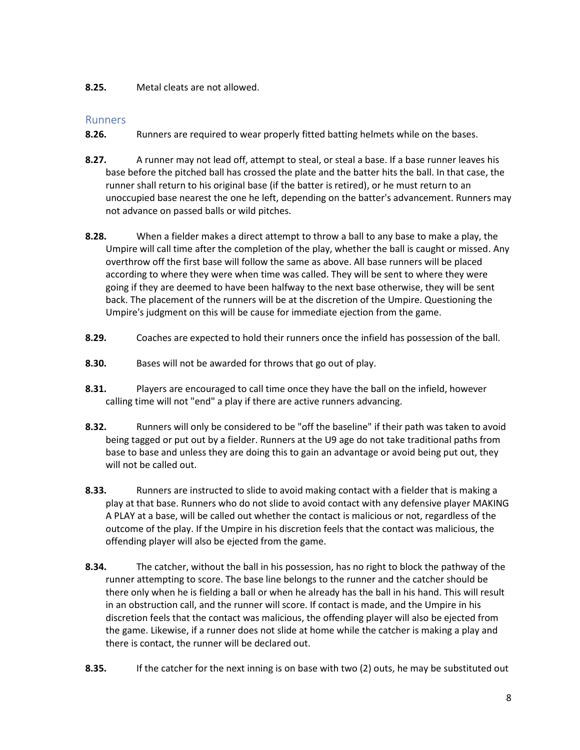**8.25.** Metal cleats are not allowed.

## Runners

**8.26.** Runners are required to wear properly fitted batting helmets while on the bases.

**8.27.** A runner may not lead off, attempt to steal, or steal a base. If a base runner leaves his base before the pitched ball has crossed the plate and the batter hits the ball. In that case, the runner shall return to his original base (if the batter is retired), or he must return to an unoccupied base nearest the one he left, depending on the batter's advancement. Runners may not advance on passed balls or wild pitches.

**8.28.** When a fielder makes a direct attempt to throw a ball to any base to make a play, the Umpire will call time after the completion of the play, whether the ball is caught or missed. Any overthrow off the first base will follow the same as above. All base runners will be placed according to where they were when time was called. They will be sent to where they were going if they are deemed to have been halfway to the next base otherwise, they will be sent back. The placement of the runners will be at the discretion of the Umpire. Questioning the Umpire's judgment on this will be cause for immediate ejection from the game.

**8.29.** Coaches are expected to hold their runners once the infield has possession of the ball.

**8.30.** Bases will not be awarded for throws that go out of play.

**8.31.** Players are encouraged to call time once they have the ball on the infield, however calling time will not "end" a play if there are active runners advancing.

**8.32.** Runners will only be considered to be "off the baseline" if their path was taken to avoid being tagged or put out by a fielder. Runners at the U9 age do not take traditional paths from base to base and unless they are doing this to gain an advantage or avoid being put out, they will not be called out.

**8.33.** Runners are instructed to slide to avoid making contact with a fielder that is making a play at that base. Runners who do not slide to avoid contact with any defensive player MAKING A PLAY at a base, will be called out whether the contact is malicious or not, regardless of the outcome of the play. If the Umpire in his discretion feels that the contact was malicious, the offending player will also be ejected from the game.

**8.34.** The catcher, without the ball in his possession, has no right to block the pathway of the runner attempting to score. The base line belongs to the runner and the catcher should be there only when he is fielding a ball or when he already has the ball in his hand. This will result in an obstruction call, and the runner will score. If contact is made, and the Umpire in his discretion feels that the contact was malicious, the offending player will also be ejected from the game. Likewise, if a runner does not slide at home while the catcher is making a play and there is contact, the runner will be declared out.

**8.35.** If the catcher for the next inning is on base with two (2) outs, he may be substituted out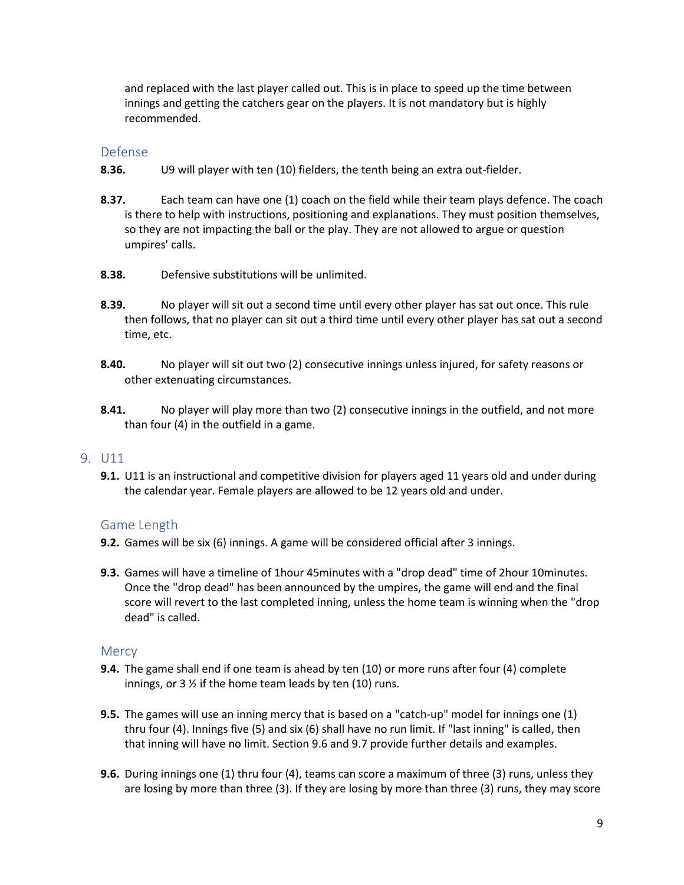and replaced with the last player called out. This is in place to speed up the time between innings and getting the catchers gear on the players. It is not mandatory but is highly recommended.

### Defense

**8.36.** U9 will player with ten (10) fielders, the tenth being an extra out-fielder.

**8.37.** Each team can have one (1) coach on the field while their team plays defence. The coach is there to help with instructions, positioning and explanations. They must position themselves, so they are not impacting the ball or the play. They are not allowed to argue or question umpires' calls.

**8.38.** Defensive substitutions will be unlimited.

**8.39.** No player will sit out a second time until every other player has sat out once. This rule then follows, that no player can sit out a third time until every other player has sat out a second time, etc.

**8.40.** No player will sit out two (2) consecutive innings unless injured, for safety reasons or other extenuating circumstances.

**8.41.** No player will play more than two (2) consecutive innings in the outfield, and not more than four (4) in the outfield in a game.

## 9. U11

**9.1.** U11 is an instructional and competitive division for players aged 11 years old and under during the calendar year. Female players are allowed to be 12 years old and under.

### Game Length

**9.2.** Games will be six (6) innings. A game will be considered official after 3 innings.

**9.3.** Games will have a timeline of 1hour 45minutes with a "drop dead" time of 2hour 10minutes. Once the "drop dead" has been announced by the umpires, the game will end and the final score will revert to the last completed inning, unless the home team is winning when the "drop dead" is called.

### Mercy

**9.4.** The game shall end if one team is ahead by ten (10) or more runs after four (4) complete innings, or 3 ½ if the home team leads by ten (10) runs.

**9.5.** The games will use an inning mercy that is based on a "catch-up" model for innings one (1) thru four (4). Innings five (5) and six (6) shall have no run limit. If "last inning" is called, then that inning will have no limit. Section 9.6 and 9.7 provide further details and examples.

**9.6.** During innings one (1) thru four (4), teams can score a maximum of three (3) runs, unless they are losing by more than three (3). If they are losing by more than three (3) runs, they may score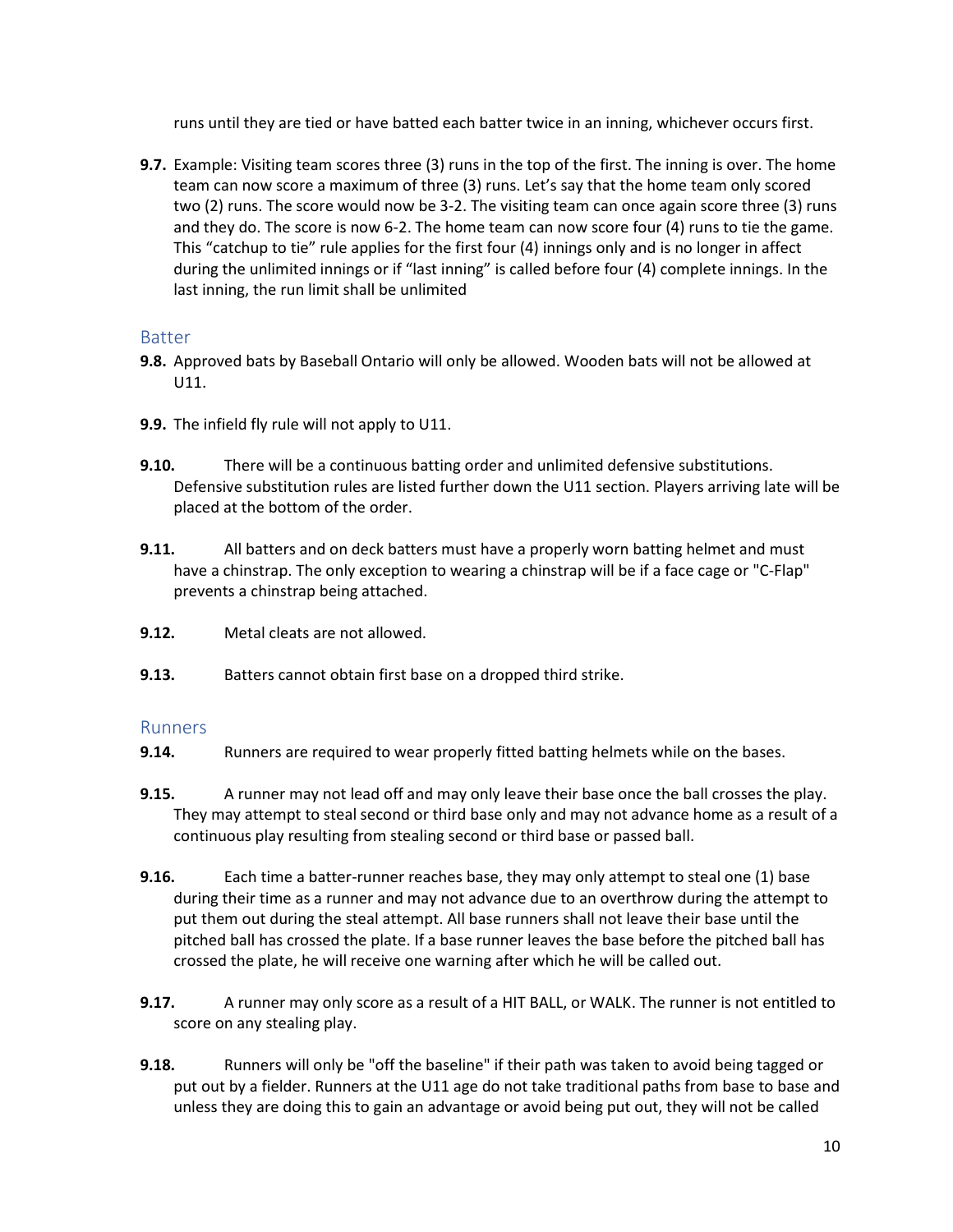runs until they are tied or have batted each batter twice in an inning, whichever occurs first.

**9.7.** Example: Visiting team scores three (3) runs in the top of the first. The inning is over. The home team can now score a maximum of three (3) runs. Let's say that the home team only scored two (2) runs. The score would now be 3-2. The visiting team can once again score three (3) runs and they do. The score is now 6-2. The home team can now score four (4) runs to tie the game. This "catchup to tie" rule applies for the first four (4) innings only and is no longer in affect during the unlimited innings or if "last inning" is called before four (4) complete innings. In the last inning, the run limit shall be unlimited

## Batter

**9.8.** Approved bats by Baseball Ontario will only be allowed. Wooden bats will not be allowed at U11.

**9.9.** The infield fly rule will not apply to U11.

**9.10.** There will be a continuous batting order and unlimited defensive substitutions. Defensive substitution rules are listed further down the U11 section. Players arriving late will be placed at the bottom of the order.

**9.11.** All batters and on deck batters must have a properly worn batting helmet and must have a chinstrap. The only exception to wearing a chinstrap will be if a face cage or "C-Flap" prevents a chinstrap being attached.

**9.12.** Metal cleats are not allowed.

**9.13.** Batters cannot obtain first base on a dropped third strike.

## Runners

**9.14.** Runners are required to wear properly fitted batting helmets while on the bases.

**9.15.** A runner may not lead off and may only leave their base once the ball crosses the play. They may attempt to steal second or third base only and may not advance home as a result of a continuous play resulting from stealing second or third base or passed ball.

**9.16.** Each time a batter-runner reaches base, they may only attempt to steal one (1) base during their time as a runner and may not advance due to an overthrow during the attempt to put them out during the steal attempt. All base runners shall not leave their base until the pitched ball has crossed the plate. If a base runner leaves the base before the pitched ball has crossed the plate, he will receive one warning after which he will be called out.

**9.17.** A runner may only score as a result of a HIT BALL, or WALK. The runner is not entitled to score on any stealing play.

**9.18.** Runners will only be "off the baseline" if their path was taken to avoid being tagged or put out by a fielder. Runners at the U11 age do not take traditional paths from base to base and unless they are doing this to gain an advantage or avoid being put out, they will not be called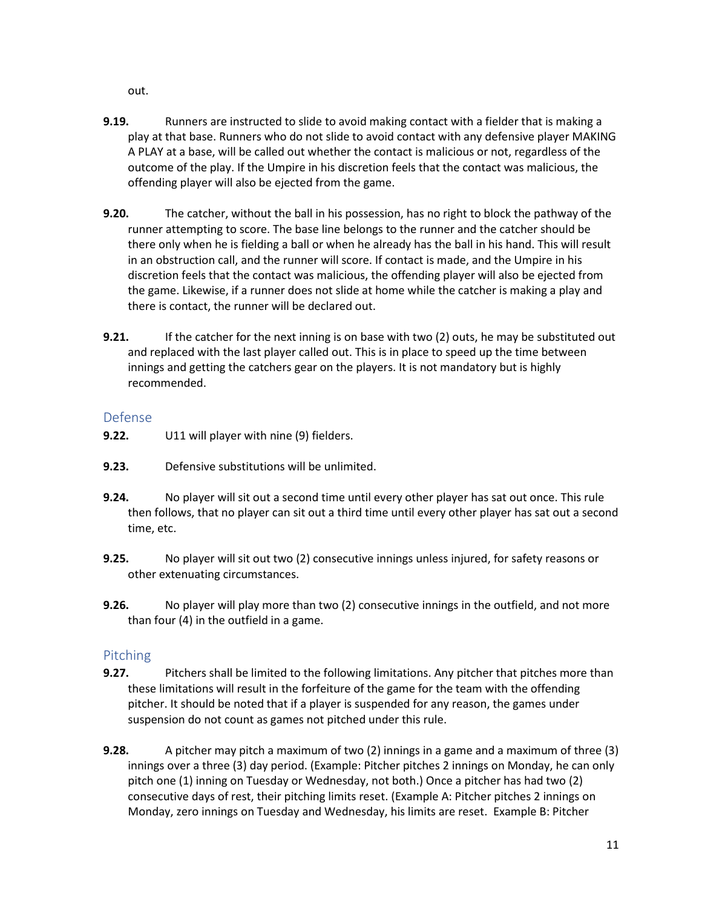out.

**9.19.** Runners are instructed to slide to avoid making contact with a fielder that is making a play at that base. Runners who do not slide to avoid contact with any defensive player MAKING A PLAY at a base, will be called out whether the contact is malicious or not, regardless of the outcome of the play. If the Umpire in his discretion feels that the contact was malicious, the offending player will also be ejected from the game.

**9.20.** The catcher, without the ball in his possession, has no right to block the pathway of the runner attempting to score. The base line belongs to the runner and the catcher should be there only when he is fielding a ball or when he already has the ball in his hand. This will result in an obstruction call, and the runner will score. If contact is made, and the Umpire in his discretion feels that the contact was malicious, the offending player will also be ejected from the game. Likewise, if a runner does not slide at home while the catcher is making a play and there is contact, the runner will be declared out.

**9.21.** If the catcher for the next inning is on base with two (2) outs, he may be substituted out and replaced with the last player called out. This is in place to speed up the time between innings and getting the catchers gear on the players. It is not mandatory but is highly recommended.

## Defense

**9.22.** U11 will player with nine (9) fielders.

**9.23.** Defensive substitutions will be unlimited.

**9.24.** No player will sit out a second time until every other player has sat out once. This rule then follows, that no player can sit out a third time until every other player has sat out a second time, etc.

**9.25.** No player will sit out two (2) consecutive innings unless injured, for safety reasons or other extenuating circumstances.

**9.26.** No player will play more than two (2) consecutive innings in the outfield, and not more than four (4) in the outfield in a game.

## Pitching

**9.27.** Pitchers shall be limited to the following limitations. Any pitcher that pitches more than these limitations will result in the forfeiture of the game for the team with the offending pitcher. It should be noted that if a player is suspended for any reason, the games under suspension do not count as games not pitched under this rule.

**9.28.** A pitcher may pitch a maximum of two (2) innings in a game and a maximum of three (3) innings over a three (3) day period. (Example: Pitcher pitches 2 innings on Monday, he can only pitch one (1) inning on Tuesday or Wednesday, not both.) Once a pitcher has had two (2) consecutive days of rest, their pitching limits reset. (Example A: Pitcher pitches 2 innings on Monday, zero innings on Tuesday and Wednesday, his limits are reset. Example B: Pitcher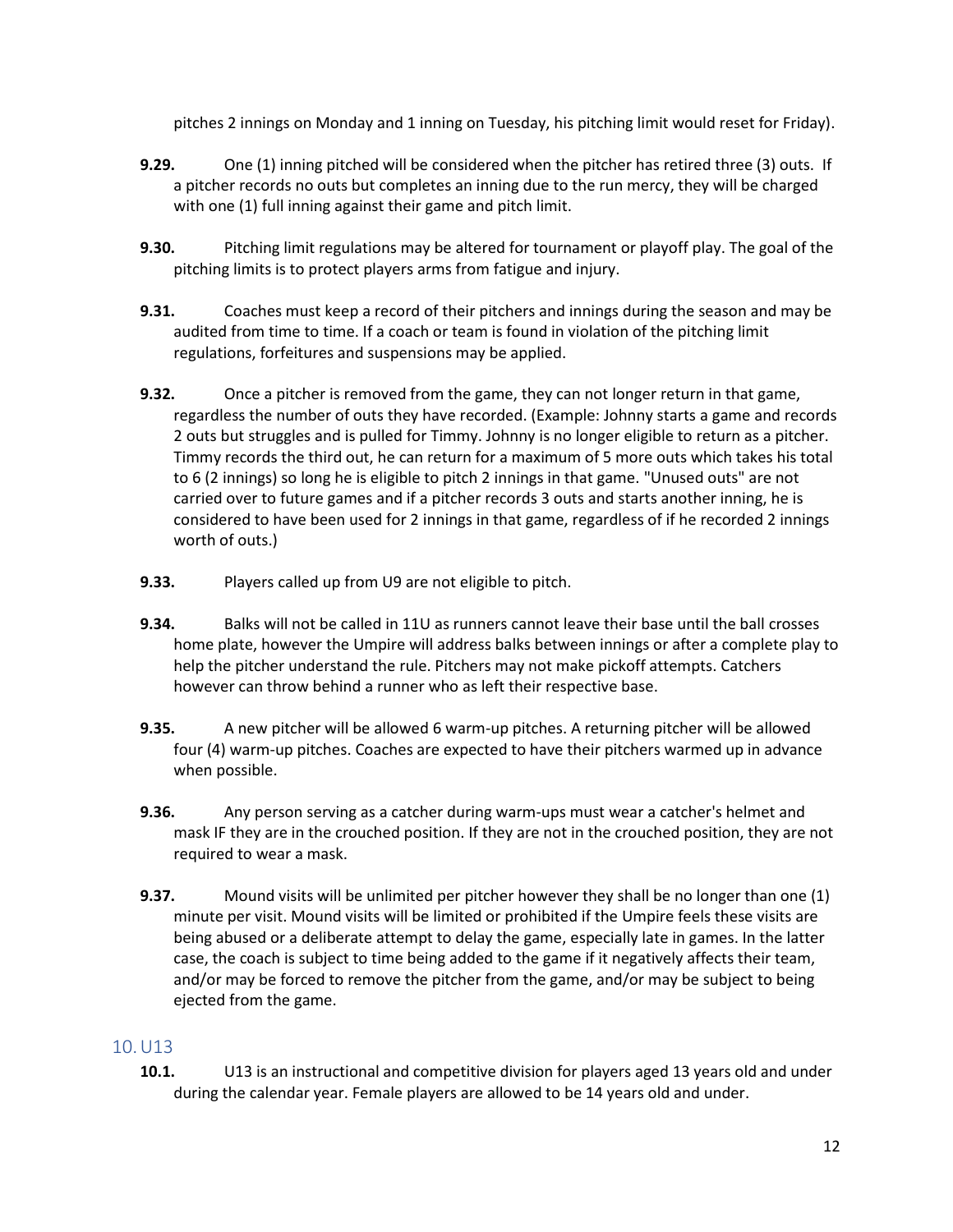pitches 2 innings on Monday and 1 inning on Tuesday, his pitching limit would reset for Friday).

**9.29.** One (1) inning pitched will be considered when the pitcher has retired three (3) outs. If a pitcher records no outs but completes an inning due to the run mercy, they will be charged with one (1) full inning against their game and pitch limit.

**9.30.** Pitching limit regulations may be altered for tournament or playoff play. The goal of the pitching limits is to protect players arms from fatigue and injury.

**9.31.** Coaches must keep a record of their pitchers and innings during the season and may be audited from time to time. If a coach or team is found in violation of the pitching limit regulations, forfeitures and suspensions may be applied.

**9.32.** Once a pitcher is removed from the game, they can not longer return in that game, regardless the number of outs they have recorded. (Example: Johnny starts a game and records 2 outs but struggles and is pulled for Timmy. Johnny is no longer eligible to return as a pitcher. Timmy records the third out, he can return for a maximum of 5 more outs which takes his total to 6 (2 innings) so long he is eligible to pitch 2 innings in that game. "Unused outs" are not carried over to future games and if a pitcher records 3 outs and starts another inning, he is considered to have been used for 2 innings in that game, regardless of if he recorded 2 innings worth of outs.)

**9.33.** Players called up from U9 are not eligible to pitch.

**9.34.** Balks will not be called in 11U as runners cannot leave their base until the ball crosses home plate, however the Umpire will address balks between innings or after a complete play to help the pitcher understand the rule. Pitchers may not make pickoff attempts. Catchers however can throw behind a runner who as left their respective base.

**9.35.** A new pitcher will be allowed 6 warm-up pitches. A returning pitcher will be allowed four (4) warm-up pitches. Coaches are expected to have their pitchers warmed up in advance when possible.

**9.36.** Any person serving as a catcher during warm-ups must wear a catcher's helmet and mask IF they are in the crouched position. If they are not in the crouched position, they are not required to wear a mask.

**9.37.** Mound visits will be unlimited per pitcher however they shall be no longer than one (1) minute per visit. Mound visits will be limited or prohibited if the Umpire feels these visits are being abused or a deliberate attempt to delay the game, especially late in games. In the latter case, the coach is subject to time being added to the game if it negatively affects their team, and/or may be forced to remove the pitcher from the game, and/or may be subject to being ejected from the game.

## 10. U13

**10.1.** U13 is an instructional and competitive division for players aged 13 years old and under during the calendar year. Female players are allowed to be 14 years old and under.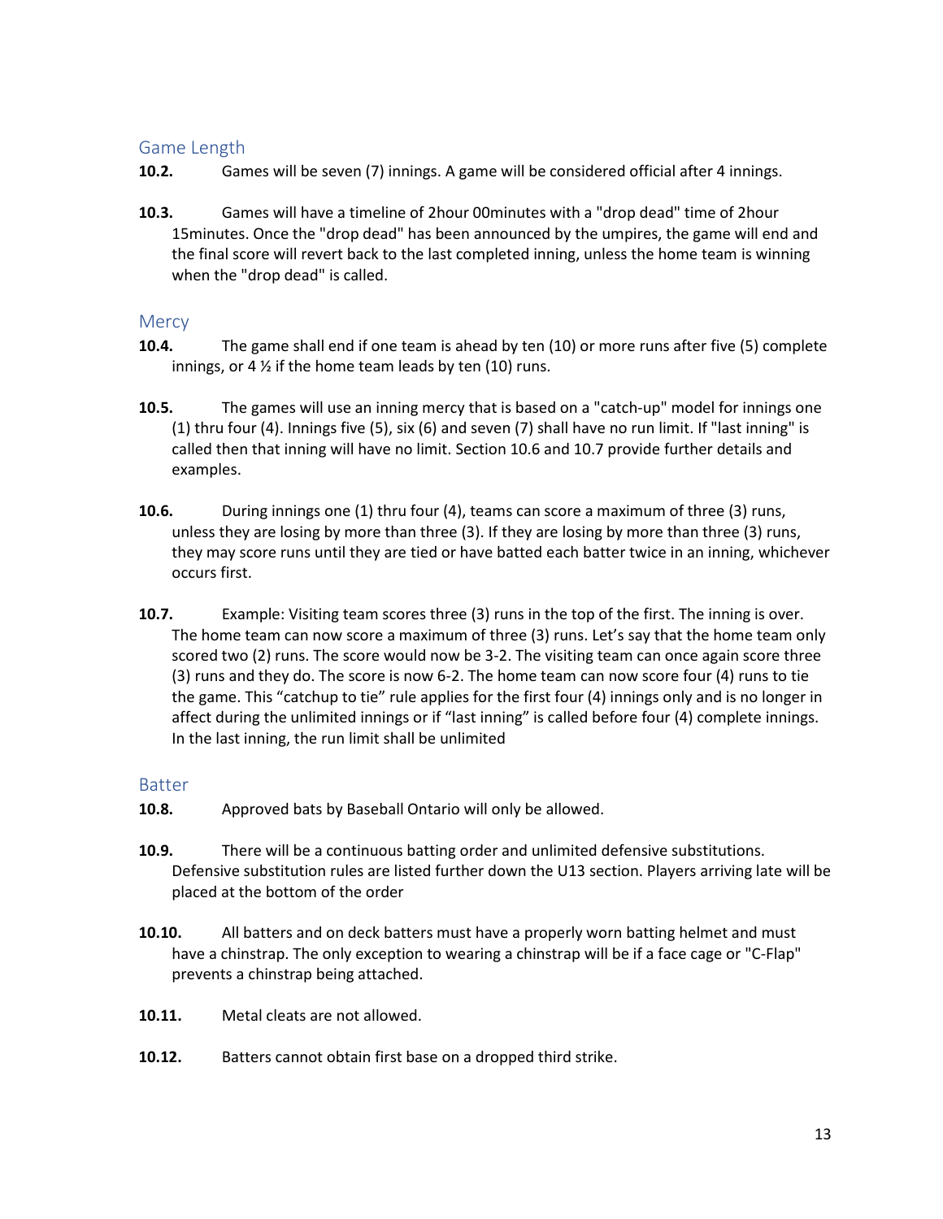## Game Length

**10.2.** Games will be seven (7) innings. A game will be considered official after 4 innings.

**10.3.** Games will have a timeline of 2hour 00minutes with a "drop dead" time of 2hour 15minutes. Once the "drop dead" has been announced by the umpires, the game will end and the final score will revert back to the last completed inning, unless the home team is winning when the "drop dead" is called.

## Mercy

**10.4.** The game shall end if one team is ahead by ten (10) or more runs after five (5) complete innings, or 4 ½ if the home team leads by ten (10) runs.

**10.5.** The games will use an inning mercy that is based on a "catch-up" model for innings one (1) thru four (4). Innings five (5), six (6) and seven (7) shall have no run limit. If "last inning" is called then that inning will have no limit. Section 10.6 and 10.7 provide further details and examples.

**10.6.** During innings one (1) thru four (4), teams can score a maximum of three (3) runs, unless they are losing by more than three (3). If they are losing by more than three (3) runs, they may score runs until they are tied or have batted each batter twice in an inning, whichever occurs first.

**10.7.** Example: Visiting team scores three (3) runs in the top of the first. The inning is over. The home team can now score a maximum of three (3) runs. Let's say that the home team only scored two (2) runs. The score would now be 3-2. The visiting team can once again score three (3) runs and they do. The score is now 6-2. The home team can now score four (4) runs to tie the game. This "catchup to tie" rule applies for the first four (4) innings only and is no longer in affect during the unlimited innings or if "last inning" is called before four (4) complete innings. In the last inning, the run limit shall be unlimited

## Batter

**10.8.** Approved bats by Baseball Ontario will only be allowed.

**10.9.** There will be a continuous batting order and unlimited defensive substitutions. Defensive substitution rules are listed further down the U13 section. Players arriving late will be placed at the bottom of the order

**10.10.** All batters and on deck batters must have a properly worn batting helmet and must have a chinstrap. The only exception to wearing a chinstrap will be if a face cage or "C-Flap" prevents a chinstrap being attached.

**10.11.** Metal cleats are not allowed.

**10.12.** Batters cannot obtain first base on a dropped third strike.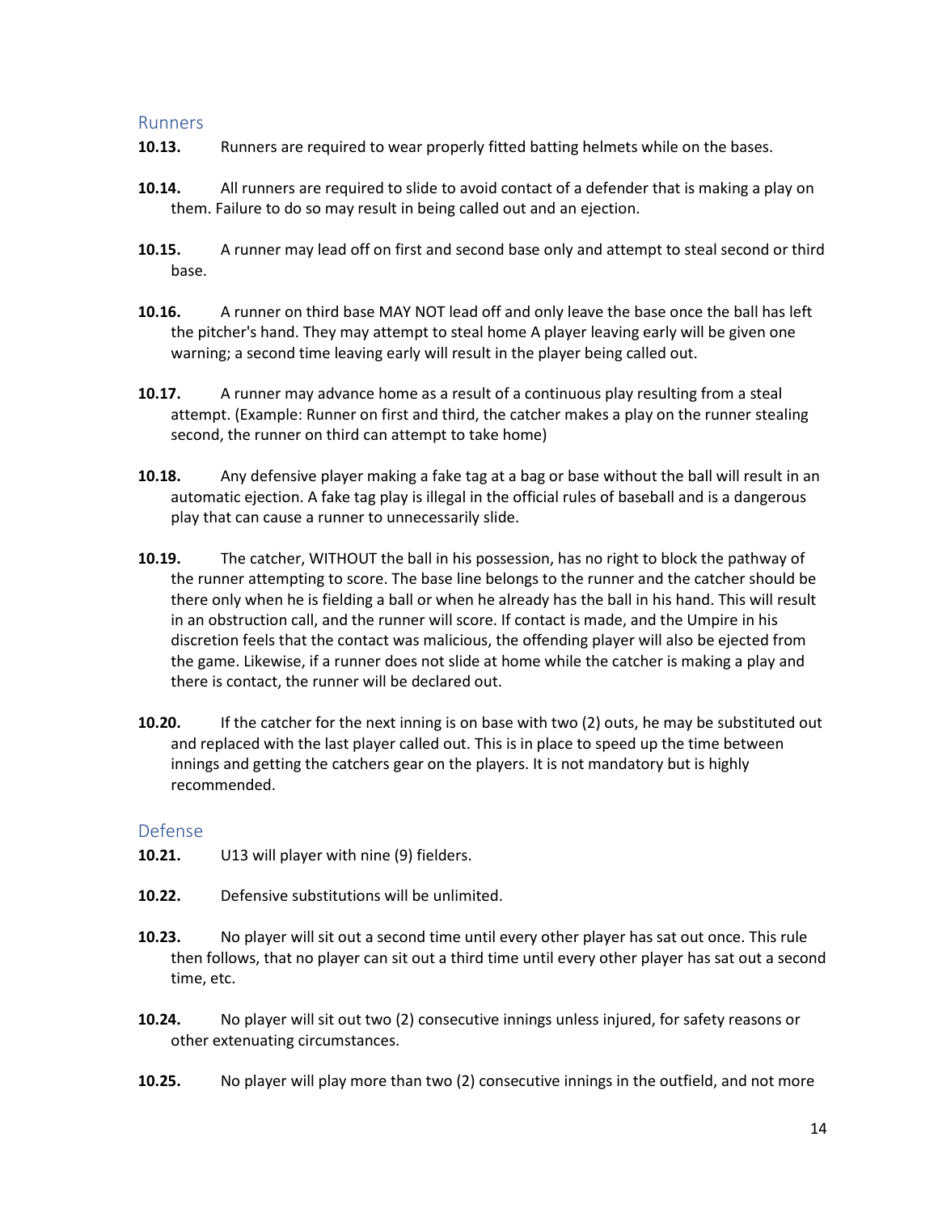## Runners

**10.13.** Runners are required to wear properly fitted batting helmets while on the bases.

**10.14.** All runners are required to slide to avoid contact of a defender that is making a play on them. Failure to do so may result in being called out and an ejection.

**10.15.** A runner may lead off on first and second base only and attempt to steal second or third base.

**10.16.** A runner on third base MAY NOT lead off and only leave the base once the ball has left the pitcher's hand. They may attempt to steal home A player leaving early will be given one warning; a second time leaving early will result in the player being called out.

**10.17.** A runner may advance home as a result of a continuous play resulting from a steal attempt. (Example: Runner on first and third, the catcher makes a play on the runner stealing second, the runner on third can attempt to take home)

**10.18.** Any defensive player making a fake tag at a bag or base without the ball will result in an automatic ejection. A fake tag play is illegal in the official rules of baseball and is a dangerous play that can cause a runner to unnecessarily slide.

**10.19.** The catcher, WITHOUT the ball in his possession, has no right to block the pathway of the runner attempting to score. The base line belongs to the runner and the catcher should be there only when he is fielding a ball or when he already has the ball in his hand. This will result in an obstruction call, and the runner will score. If contact is made, and the Umpire in his discretion feels that the contact was malicious, the offending player will also be ejected from the game. Likewise, if a runner does not slide at home while the catcher is making a play and there is contact, the runner will be declared out.

**10.20.** If the catcher for the next inning is on base with two (2) outs, he may be substituted out and replaced with the last player called out. This is in place to speed up the time between innings and getting the catchers gear on the players. It is not mandatory but is highly recommended.

## Defense

**10.21.** U13 will player with nine (9) fielders.

**10.22.** Defensive substitutions will be unlimited.

**10.23.** No player will sit out a second time until every other player has sat out once. This rule then follows, that no player can sit out a third time until every other player has sat out a second time, etc.

**10.24.** No player will sit out two (2) consecutive innings unless injured, for safety reasons or other extenuating circumstances.

**10.25.** No player will play more than two (2) consecutive innings in the outfield, and not more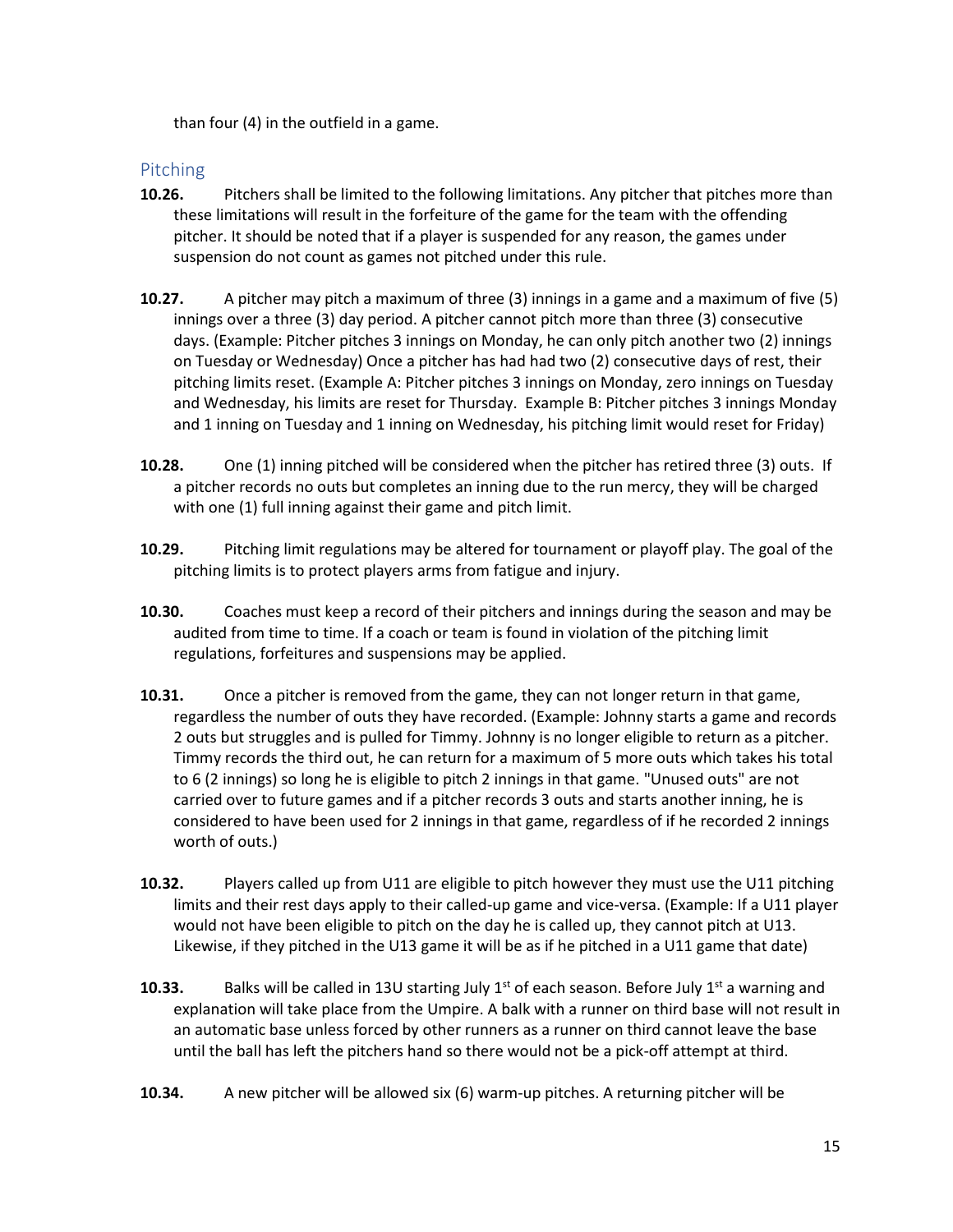than four (4) in the outfield in a game.

## Pitching

**10.26.** Pitchers shall be limited to the following limitations. Any pitcher that pitches more than these limitations will result in the forfeiture of the game for the team with the offending pitcher. It should be noted that if a player is suspended for any reason, the games under suspension do not count as games not pitched under this rule.

**10.27.** A pitcher may pitch a maximum of three (3) innings in a game and a maximum of five (5) innings over a three (3) day period. A pitcher cannot pitch more than three (3) consecutive days. (Example: Pitcher pitches 3 innings on Monday, he can only pitch another two (2) innings on Tuesday or Wednesday) Once a pitcher has had had two (2) consecutive days of rest, their pitching limits reset. (Example A: Pitcher pitches 3 innings on Monday, zero innings on Tuesday and Wednesday, his limits are reset for Thursday. Example B: Pitcher pitches 3 innings Monday and 1 inning on Tuesday and 1 inning on Wednesday, his pitching limit would reset for Friday)

**10.28.** One (1) inning pitched will be considered when the pitcher has retired three (3) outs. If a pitcher records no outs but completes an inning due to the run mercy, they will be charged with one (1) full inning against their game and pitch limit.

**10.29.** Pitching limit regulations may be altered for tournament or playoff play. The goal of the pitching limits is to protect players arms from fatigue and injury.

**10.30.** Coaches must keep a record of their pitchers and innings during the season and may be audited from time to time. If a coach or team is found in violation of the pitching limit regulations, forfeitures and suspensions may be applied.

**10.31.** Once a pitcher is removed from the game, they can not longer return in that game, regardless the number of outs they have recorded. (Example: Johnny starts a game and records 2 outs but struggles and is pulled for Timmy. Johnny is no longer eligible to return as a pitcher. Timmy records the third out, he can return for a maximum of 5 more outs which takes his total to 6 (2 innings) so long he is eligible to pitch 2 innings in that game. "Unused outs" are not carried over to future games and if a pitcher records 3 outs and starts another inning, he is considered to have been used for 2 innings in that game, regardless of if he recorded 2 innings worth of outs.)

**10.32.** Players called up from U11 are eligible to pitch however they must use the U11 pitching limits and their rest days apply to their called-up game and vice-versa. (Example: If a U11 player would not have been eligible to pitch on the day he is called up, they cannot pitch at U13. Likewise, if they pitched in the U13 game it will be as if he pitched in a U11 game that date)

**10.33.** Balks will be called in 13U starting July 1st of each season. Before July 1st a warning and explanation will take place from the Umpire. A balk with a runner on third base will not result in an automatic base unless forced by other runners as a runner on third cannot leave the base until the ball has left the pitchers hand so there would not be a pick-off attempt at third.

**10.34.** A new pitcher will be allowed six (6) warm-up pitches. A returning pitcher will be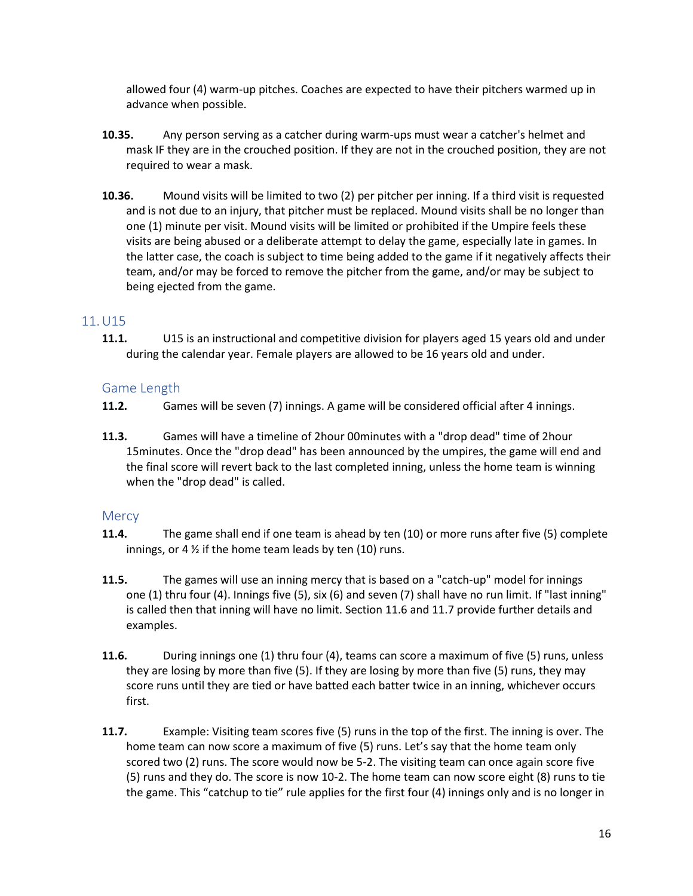allowed four (4) warm-up pitches. Coaches are expected to have their pitchers warmed up in advance when possible.

**10.35.** Any person serving as a catcher during warm-ups must wear a catcher's helmet and mask IF they are in the crouched position. If they are not in the crouched position, they are not required to wear a mask.

**10.36.** Mound visits will be limited to two (2) per pitcher per inning. If a third visit is requested and is not due to an injury, that pitcher must be replaced. Mound visits shall be no longer than one (1) minute per visit. Mound visits will be limited or prohibited if the Umpire feels these visits are being abused or a deliberate attempt to delay the game, especially late in games. In the latter case, the coach is subject to time being added to the game if it negatively affects their team, and/or may be forced to remove the pitcher from the game, and/or may be subject to being ejected from the game.

## 11. U15

**11.1.** U15 is an instructional and competitive division for players aged 15 years old and under during the calendar year. Female players are allowed to be 16 years old and under.

### Game Length

**11.2.** Games will be seven (7) innings. A game will be considered official after 4 innings.

**11.3.** Games will have a timeline of 2hour 00minutes with a "drop dead" time of 2hour 15minutes. Once the "drop dead" has been announced by the umpires, the game will end and the final score will revert back to the last completed inning, unless the home team is winning when the "drop dead" is called.

### Mercy

**11.4.** The game shall end if one team is ahead by ten (10) or more runs after five (5) complete innings, or 4 ½ if the home team leads by ten (10) runs.

**11.5.** The games will use an inning mercy that is based on a "catch-up" model for innings one (1) thru four (4). Innings five (5), six (6) and seven (7) shall have no run limit. If "last inning" is called then that inning will have no limit. Section 11.6 and 11.7 provide further details and examples.

**11.6.** During innings one (1) thru four (4), teams can score a maximum of five (5) runs, unless they are losing by more than five (5). If they are losing by more than five (5) runs, they may score runs until they are tied or have batted each batter twice in an inning, whichever occurs first.

**11.7.** Example: Visiting team scores five (5) runs in the top of the first. The inning is over. The home team can now score a maximum of five (5) runs. Let's say that the home team only scored two (2) runs. The score would now be 5-2. The visiting team can once again score five (5) runs and they do. The score is now 10-2. The home team can now score eight (8) runs to tie the game. This "catchup to tie" rule applies for the first four (4) innings only and is no longer in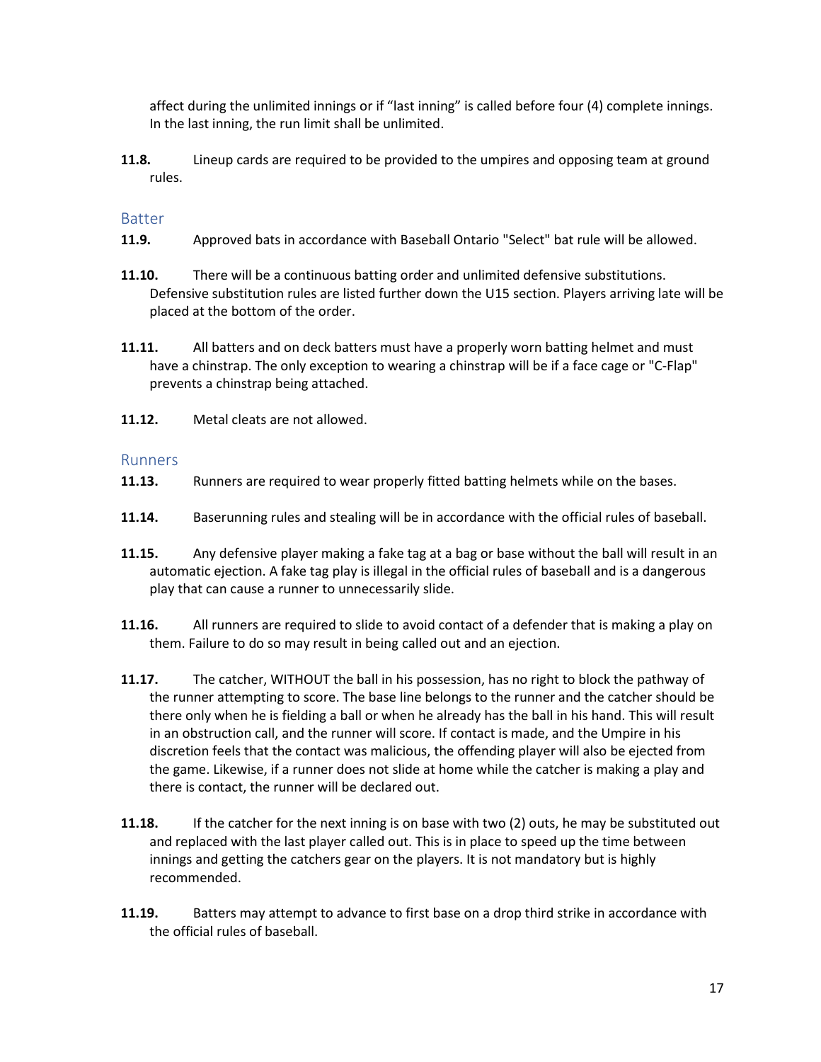affect during the unlimited innings or if "last inning" is called before four (4) complete innings. In the last inning, the run limit shall be unlimited.

**11.8.** Lineup cards are required to be provided to the umpires and opposing team at ground rules.

## Batter

**11.9.** Approved bats in accordance with Baseball Ontario "Select" bat rule will be allowed.

**11.10.** There will be a continuous batting order and unlimited defensive substitutions. Defensive substitution rules are listed further down the U15 section. Players arriving late will be placed at the bottom of the order.

**11.11.** All batters and on deck batters must have a properly worn batting helmet and must have a chinstrap. The only exception to wearing a chinstrap will be if a face cage or "C-Flap" prevents a chinstrap being attached.

**11.12.** Metal cleats are not allowed.

## Runners

**11.13.** Runners are required to wear properly fitted batting helmets while on the bases.

**11.14.** Baserunning rules and stealing will be in accordance with the official rules of baseball.

**11.15.** Any defensive player making a fake tag at a bag or base without the ball will result in an automatic ejection. A fake tag play is illegal in the official rules of baseball and is a dangerous play that can cause a runner to unnecessarily slide.

**11.16.** All runners are required to slide to avoid contact of a defender that is making a play on them. Failure to do so may result in being called out and an ejection.

**11.17.** The catcher, WITHOUT the ball in his possession, has no right to block the pathway of the runner attempting to score. The base line belongs to the runner and the catcher should be there only when he is fielding a ball or when he already has the ball in his hand. This will result in an obstruction call, and the runner will score. If contact is made, and the Umpire in his discretion feels that the contact was malicious, the offending player will also be ejected from the game. Likewise, if a runner does not slide at home while the catcher is making a play and there is contact, the runner will be declared out.

**11.18.** If the catcher for the next inning is on base with two (2) outs, he may be substituted out and replaced with the last player called out. This is in place to speed up the time between innings and getting the catchers gear on the players. It is not mandatory but is highly recommended.

**11.19.** Batters may attempt to advance to first base on a drop third strike in accordance with the official rules of baseball.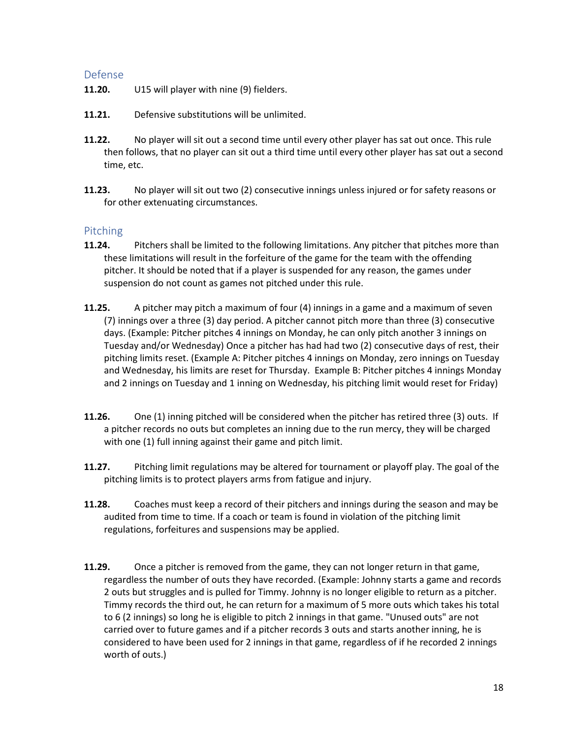## Defense

**11.20.** U15 will player with nine (9) fielders.

**11.21.** Defensive substitutions will be unlimited.

**11.22.** No player will sit out a second time until every other player has sat out once. This rule then follows, that no player can sit out a third time until every other player has sat out a second time, etc.

**11.23.** No player will sit out two (2) consecutive innings unless injured or for safety reasons or for other extenuating circumstances.

## Pitching

**11.24.** Pitchers shall be limited to the following limitations. Any pitcher that pitches more than these limitations will result in the forfeiture of the game for the team with the offending pitcher. It should be noted that if a player is suspended for any reason, the games under suspension do not count as games not pitched under this rule.

**11.25.** A pitcher may pitch a maximum of four (4) innings in a game and a maximum of seven (7) innings over a three (3) day period. A pitcher cannot pitch more than three (3) consecutive days. (Example: Pitcher pitches 4 innings on Monday, he can only pitch another 3 innings on Tuesday and/or Wednesday) Once a pitcher has had had two (2) consecutive days of rest, their pitching limits reset. (Example A: Pitcher pitches 4 innings on Monday, zero innings on Tuesday and Wednesday, his limits are reset for Thursday. Example B: Pitcher pitches 4 innings Monday and 2 innings on Tuesday and 1 inning on Wednesday, his pitching limit would reset for Friday)

**11.26.** One (1) inning pitched will be considered when the pitcher has retired three (3) outs. If a pitcher records no outs but completes an inning due to the run mercy, they will be charged with one (1) full inning against their game and pitch limit.

**11.27.** Pitching limit regulations may be altered for tournament or playoff play. The goal of the pitching limits is to protect players arms from fatigue and injury.

**11.28.** Coaches must keep a record of their pitchers and innings during the season and may be audited from time to time. If a coach or team is found in violation of the pitching limit regulations, forfeitures and suspensions may be applied.

**11.29.** Once a pitcher is removed from the game, they can not longer return in that game, regardless the number of outs they have recorded. (Example: Johnny starts a game and records 2 outs but struggles and is pulled for Timmy. Johnny is no longer eligible to return as a pitcher. Timmy records the third out, he can return for a maximum of 5 more outs which takes his total to 6 (2 innings) so long he is eligible to pitch 2 innings in that game. "Unused outs" are not carried over to future games and if a pitcher records 3 outs and starts another inning, he is considered to have been used for 2 innings in that game, regardless of if he recorded 2 innings worth of outs.)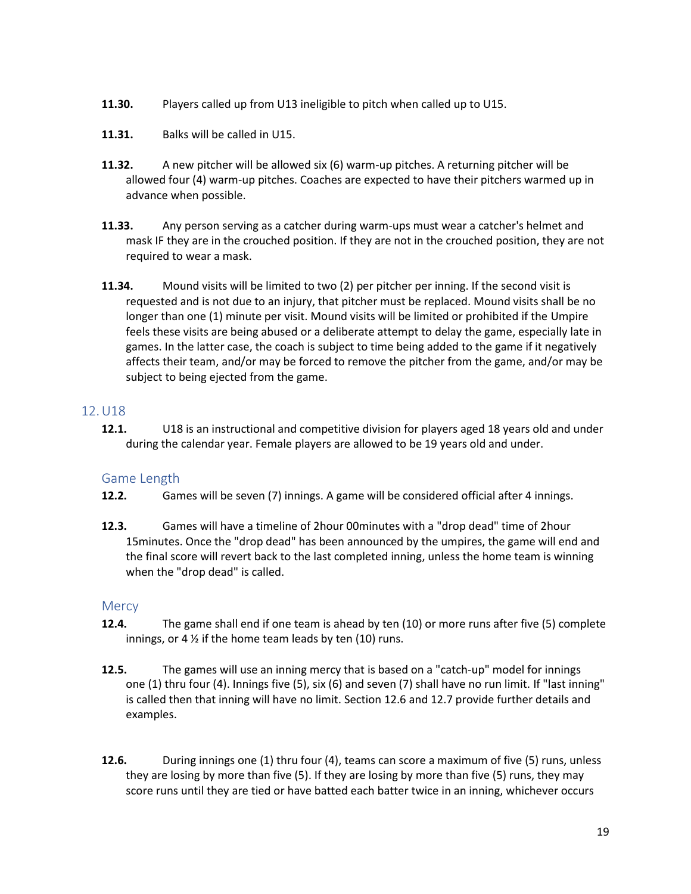**11.30.** Players called up from U13 ineligible to pitch when called up to U15.

**11.31.** Balks will be called in U15.

**11.32.** A new pitcher will be allowed six (6) warm-up pitches. A returning pitcher will be allowed four (4) warm-up pitches. Coaches are expected to have their pitchers warmed up in advance when possible.

**11.33.** Any person serving as a catcher during warm-ups must wear a catcher's helmet and mask IF they are in the crouched position. If they are not in the crouched position, they are not required to wear a mask.

**11.34.** Mound visits will be limited to two (2) per pitcher per inning. If the second visit is requested and is not due to an injury, that pitcher must be replaced. Mound visits shall be no longer than one (1) minute per visit. Mound visits will be limited or prohibited if the Umpire feels these visits are being abused or a deliberate attempt to delay the game, especially late in games. In the latter case, the coach is subject to time being added to the game if it negatively affects their team, and/or may be forced to remove the pitcher from the game, and/or may be subject to being ejected from the game.

## 12. U18

**12.1.** U18 is an instructional and competitive division for players aged 18 years old and under during the calendar year. Female players are allowed to be 19 years old and under.

### Game Length

**12.2.** Games will be seven (7) innings. A game will be considered official after 4 innings.

**12.3.** Games will have a timeline of 2hour 00minutes with a "drop dead" time of 2hour 15minutes. Once the "drop dead" has been announced by the umpires, the game will end and the final score will revert back to the last completed inning, unless the home team is winning when the "drop dead" is called.

### Mercy

**12.4.** The game shall end if one team is ahead by ten (10) or more runs after five (5) complete innings, or 4 ½ if the home team leads by ten (10) runs.

**12.5.** The games will use an inning mercy that is based on a "catch-up" model for innings one (1) thru four (4). Innings five (5), six (6) and seven (7) shall have no run limit. If "last inning" is called then that inning will have no limit. Section 12.6 and 12.7 provide further details and examples.

**12.6.** During innings one (1) thru four (4), teams can score a maximum of five (5) runs, unless they are losing by more than five (5). If they are losing by more than five (5) runs, they may score runs until they are tied or have batted each batter twice in an inning, whichever occurs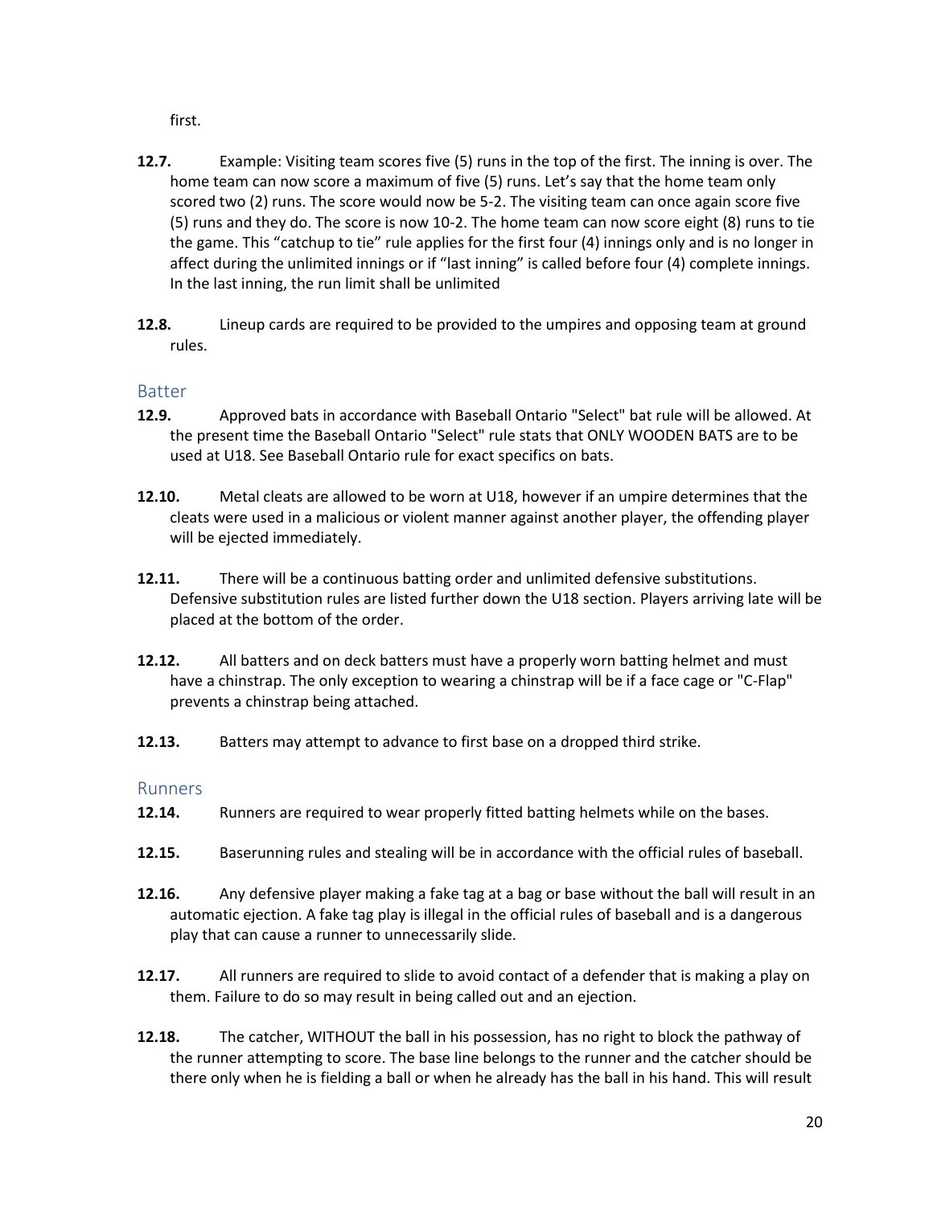first.

**12.7.** Example: Visiting team scores five (5) runs in the top of the first. The inning is over. The home team can now score a maximum of five (5) runs. Let's say that the home team only scored two (2) runs. The score would now be 5-2. The visiting team can once again score five (5) runs and they do. The score is now 10-2. The home team can now score eight (8) runs to tie the game. This "catchup to tie" rule applies for the first four (4) innings only and is no longer in affect during the unlimited innings or if "last inning" is called before four (4) complete innings. In the last inning, the run limit shall be unlimited

**12.8.** Lineup cards are required to be provided to the umpires and opposing team at ground rules.

## Batter

**12.9.** Approved bats in accordance with Baseball Ontario "Select" bat rule will be allowed. At the present time the Baseball Ontario "Select" rule stats that ONLY WOODEN BATS are to be used at U18. See Baseball Ontario rule for exact specifics on bats.

**12.10.** Metal cleats are allowed to be worn at U18, however if an umpire determines that the cleats were used in a malicious or violent manner against another player, the offending player will be ejected immediately.

**12.11.** There will be a continuous batting order and unlimited defensive substitutions. Defensive substitution rules are listed further down the U18 section. Players arriving late will be placed at the bottom of the order.

**12.12.** All batters and on deck batters must have a properly worn batting helmet and must have a chinstrap. The only exception to wearing a chinstrap will be if a face cage or "C-Flap" prevents a chinstrap being attached.

**12.13.** Batters may attempt to advance to first base on a dropped third strike.

## Runners

**12.14.** Runners are required to wear properly fitted batting helmets while on the bases.

**12.15.** Baserunning rules and stealing will be in accordance with the official rules of baseball.

**12.16.** Any defensive player making a fake tag at a bag or base without the ball will result in an automatic ejection. A fake tag play is illegal in the official rules of baseball and is a dangerous play that can cause a runner to unnecessarily slide.

**12.17.** All runners are required to slide to avoid contact of a defender that is making a play on them. Failure to do so may result in being called out and an ejection.

**12.18.** The catcher, WITHOUT the ball in his possession, has no right to block the pathway of the runner attempting to score. The base line belongs to the runner and the catcher should be there only when he is fielding a ball or when he already has the ball in his hand. This will result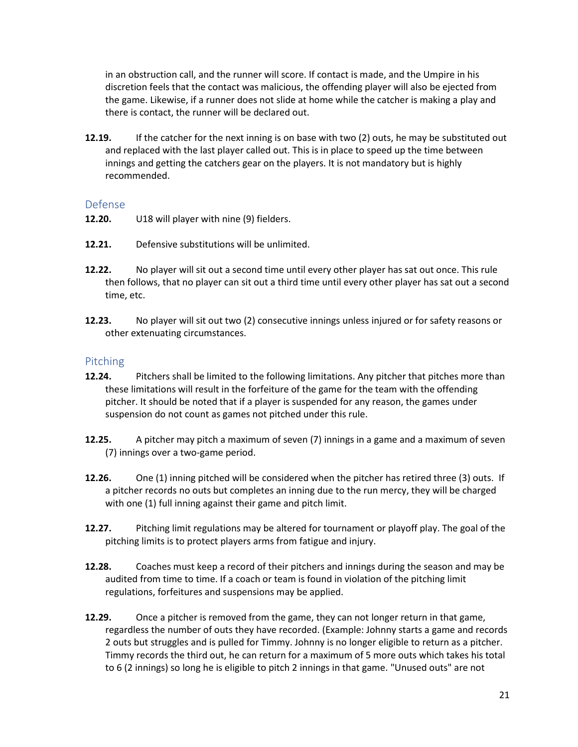in an obstruction call, and the runner will score. If contact is made, and the Umpire in his discretion feels that the contact was malicious, the offending player will also be ejected from the game. Likewise, if a runner does not slide at home while the catcher is making a play and there is contact, the runner will be declared out.

**12.19.** If the catcher for the next inning is on base with two (2) outs, he may be substituted out and replaced with the last player called out. This is in place to speed up the time between innings and getting the catchers gear on the players. It is not mandatory but is highly recommended.

## Defense

**12.20.** U18 will player with nine (9) fielders.

**12.21.** Defensive substitutions will be unlimited.

**12.22.** No player will sit out a second time until every other player has sat out once. This rule then follows, that no player can sit out a third time until every other player has sat out a second time, etc.

**12.23.** No player will sit out two (2) consecutive innings unless injured or for safety reasons or other extenuating circumstances.

## Pitching

**12.24.** Pitchers shall be limited to the following limitations. Any pitcher that pitches more than these limitations will result in the forfeiture of the game for the team with the offending pitcher. It should be noted that if a player is suspended for any reason, the games under suspension do not count as games not pitched under this rule.

**12.25.** A pitcher may pitch a maximum of seven (7) innings in a game and a maximum of seven (7) innings over a two-game period.

**12.26.** One (1) inning pitched will be considered when the pitcher has retired three (3) outs. If a pitcher records no outs but completes an inning due to the run mercy, they will be charged with one (1) full inning against their game and pitch limit.

**12.27.** Pitching limit regulations may be altered for tournament or playoff play. The goal of the pitching limits is to protect players arms from fatigue and injury.

**12.28.** Coaches must keep a record of their pitchers and innings during the season and may be audited from time to time. If a coach or team is found in violation of the pitching limit regulations, forfeitures and suspensions may be applied.

**12.29.** Once a pitcher is removed from the game, they can not longer return in that game, regardless the number of outs they have recorded. (Example: Johnny starts a game and records 2 outs but struggles and is pulled for Timmy. Johnny is no longer eligible to return as a pitcher. Timmy records the third out, he can return for a maximum of 5 more outs which takes his total to 6 (2 innings) so long he is eligible to pitch 2 innings in that game. "Unused outs" are not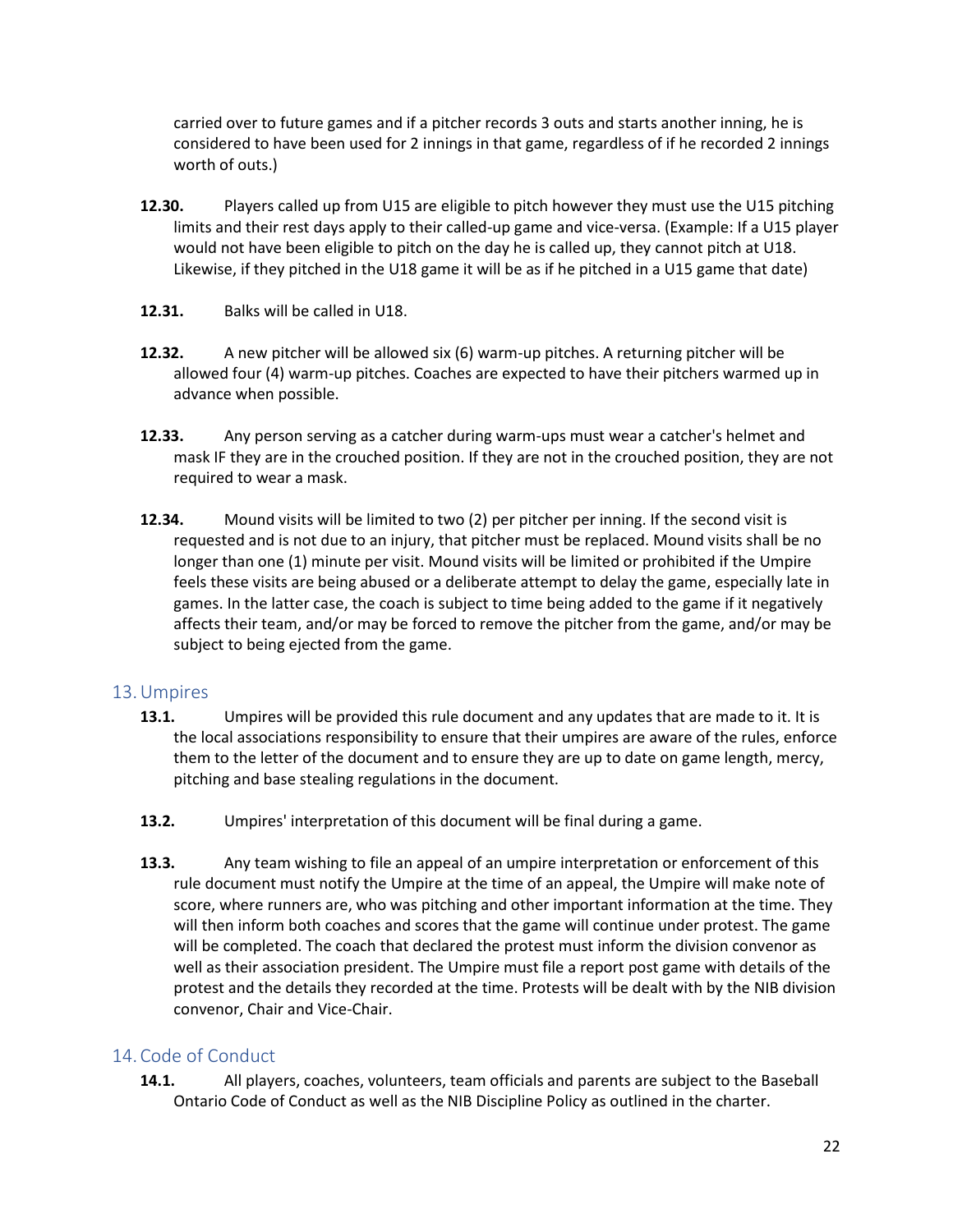carried over to future games and if a pitcher records 3 outs and starts another inning, he is considered to have been used for 2 innings in that game, regardless of if he recorded 2 innings worth of outs.)

**12.30.** Players called up from U15 are eligible to pitch however they must use the U15 pitching limits and their rest days apply to their called-up game and vice-versa. (Example: If a U15 player would not have been eligible to pitch on the day he is called up, they cannot pitch at U18. Likewise, if they pitched in the U18 game it will be as if he pitched in a U15 game that date)

**12.31.** Balks will be called in U18.

**12.32.** A new pitcher will be allowed six (6) warm-up pitches. A returning pitcher will be allowed four (4) warm-up pitches. Coaches are expected to have their pitchers warmed up in advance when possible.

**12.33.** Any person serving as a catcher during warm-ups must wear a catcher's helmet and mask IF they are in the crouched position. If they are not in the crouched position, they are not required to wear a mask.

**12.34.** Mound visits will be limited to two (2) per pitcher per inning. If the second visit is requested and is not due to an injury, that pitcher must be replaced. Mound visits shall be no longer than one (1) minute per visit. Mound visits will be limited or prohibited if the Umpire feels these visits are being abused or a deliberate attempt to delay the game, especially late in games. In the latter case, the coach is subject to time being added to the game if it negatively affects their team, and/or may be forced to remove the pitcher from the game, and/or may be subject to being ejected from the game.

## 13. Umpires

**13.1.** Umpires will be provided this rule document and any updates that are made to it. It is the local associations responsibility to ensure that their umpires are aware of the rules, enforce them to the letter of the document and to ensure they are up to date on game length, mercy, pitching and base stealing regulations in the document.

**13.2.** Umpires' interpretation of this document will be final during a game.

**13.3.** Any team wishing to file an appeal of an umpire interpretation or enforcement of this rule document must notify the Umpire at the time of an appeal, the Umpire will make note of score, where runners are, who was pitching and other important information at the time. They will then inform both coaches and scores that the game will continue under protest. The game will be completed. The coach that declared the protest must inform the division convenor as well as their association president. The Umpire must file a report post game with details of the protest and the details they recorded at the time. Protests will be dealt with by the NIB division convenor, Chair and Vice-Chair.

## 14. Code of Conduct

**14.1.** All players, coaches, volunteers, team officials and parents are subject to the Baseball Ontario Code of Conduct as well as the NIB Discipline Policy as outlined in the charter.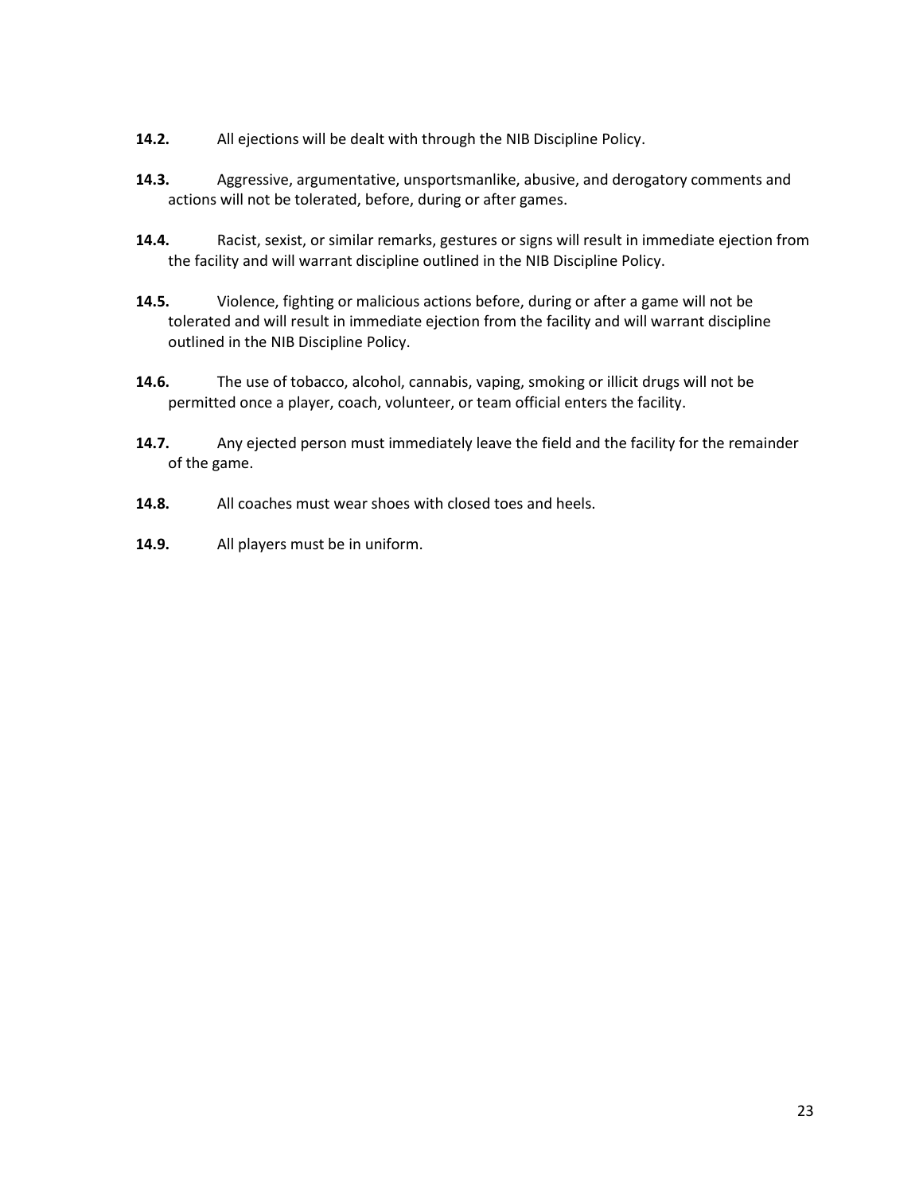**14.2.** All ejections will be dealt with through the NIB Discipline Policy.

**14.3.** Aggressive, argumentative, unsportsmanlike, abusive, and derogatory comments and actions will not be tolerated, before, during or after games.

**14.4.** Racist, sexist, or similar remarks, gestures or signs will result in immediate ejection from the facility and will warrant discipline outlined in the NIB Discipline Policy.

**14.5.** Violence, fighting or malicious actions before, during or after a game will not be tolerated and will result in immediate ejection from the facility and will warrant discipline outlined in the NIB Discipline Policy.

**14.6.** The use of tobacco, alcohol, cannabis, vaping, smoking or illicit drugs will not be permitted once a player, coach, volunteer, or team official enters the facility.

**14.7.** Any ejected person must immediately leave the field and the facility for the remainder of the game.

**14.8.** All coaches must wear shoes with closed toes and heels.

**14.9.** All players must be in uniform.